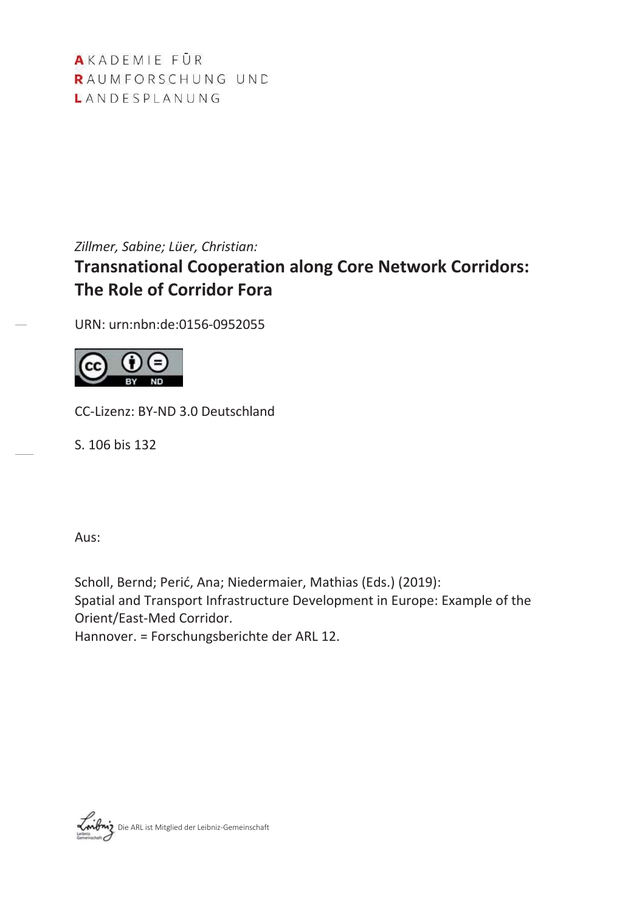AKADEMIE FÜR
RAUMFORSCHUNG UND
LANDESPLANUNG

*Zillmer, Sabine; Lüer, Christian:*

# Transnational Cooperation along Core Network Corridors: The Role of Corridor Fora

URN: urn:nbn:de:0156-0952055

CC-Lizenz: BY-ND 3.0 Deutschland

S. 106 bis 132

Aus:

Scholl, Bernd; Perić, Ana; Niedermaier, Mathias (Eds.) (2019):
Spatial and Transport Infrastructure Development in Europe: Example of the Orient/East-Med Corridor.
Hannover. = Forschungsberichte der ARL 12.

Die ARL ist Mitglied der Leibniz-Gemeinschaft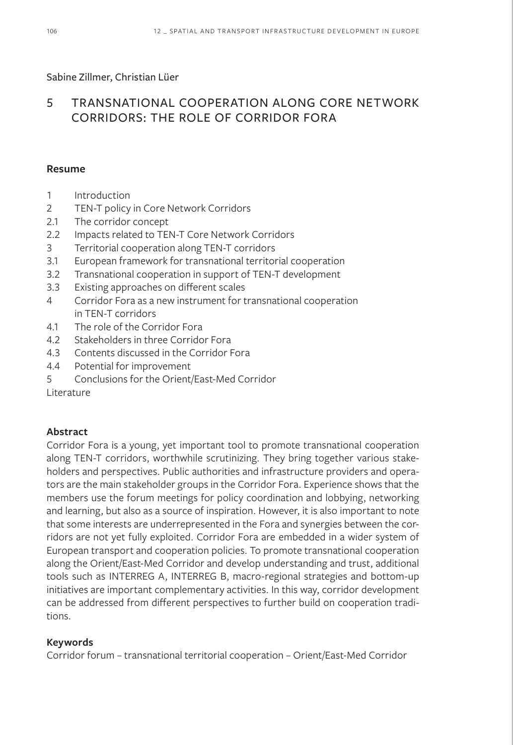Sabine Zillmer, Christian Lüer

# 5 TRANSNATIONAL COOPERATION ALONG CORE NETWORK CORRIDORS: THE ROLE OF CORRIDOR FORA

## Resume

1 Introduction
2 TEN-T policy in Core Network Corridors
2.1 The corridor concept
2.2 Impacts related to TEN-T Core Network Corridors
3 Territorial cooperation along TEN-T corridors
3.1 European framework for transnational territorial cooperation
3.2 Transnational cooperation in support of TEN-T development
3.3 Existing approaches on different scales
4 Corridor Fora as a new instrument for transnational cooperation in TEN-T corridors
4.1 The role of the Corridor Fora
4.2 Stakeholders in three Corridor Fora
4.3 Contents discussed in the Corridor Fora
4.4 Potential for improvement
5 Conclusions for the Orient/East-Med Corridor
Literature

## Abstract

Corridor Fora is a young, yet important tool to promote transnational cooperation along TEN-T corridors, worthwhile scrutinizing. They bring together various stakeholders and perspectives. Public authorities and infrastructure providers and operators are the main stakeholder groups in the Corridor Fora. Experience shows that the members use the forum meetings for policy coordination and lobbying, networking and learning, but also as a source of inspiration. However, it is also important to note that some interests are underrepresented in the Fora and synergies between the corridors are not yet fully exploited. Corridor Fora are embedded in a wider system of European transport and cooperation policies. To promote transnational cooperation along the Orient/East-Med Corridor and develop understanding and trust, additional tools such as INTERREG A, INTERREG B, macro-regional strategies and bottom-up initiatives are important complementary activities. In this way, corridor development can be addressed from different perspectives to further build on cooperation traditions.

## Keywords

Corridor forum – transnational territorial cooperation – Orient/East-Med Corridor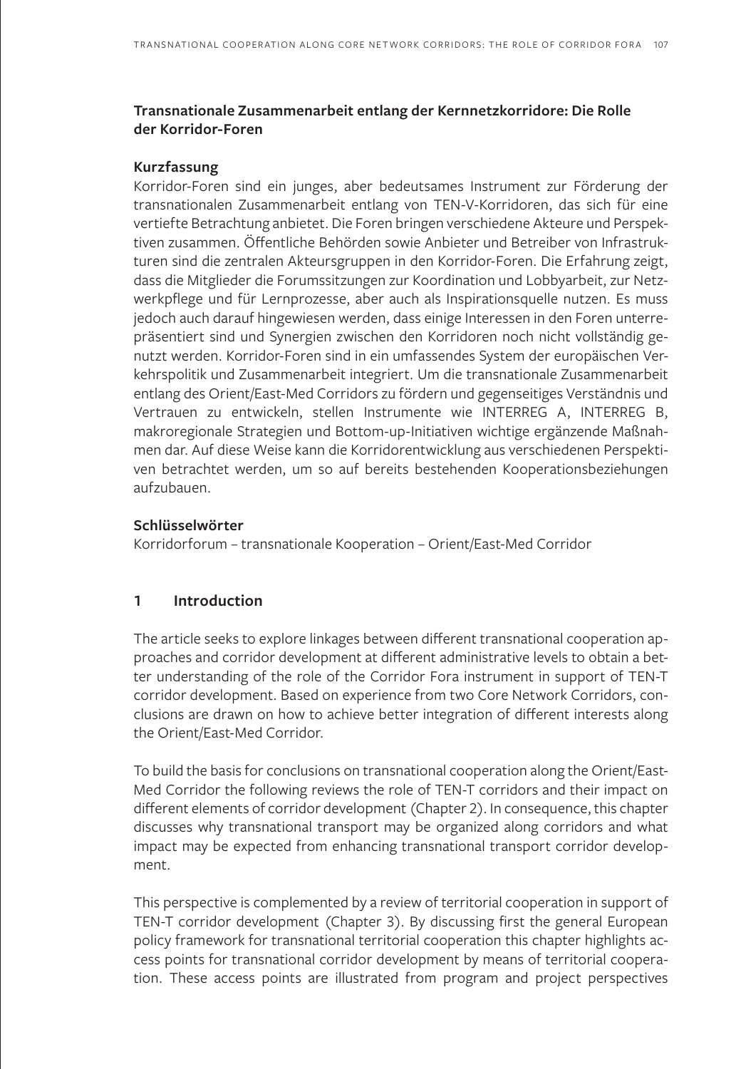## Transnationale Zusammenarbeit entlang der Kernnetzkorridore: Die Rolle der Korridor-Foren

### Kurzfassung

Korridor-Foren sind ein junges, aber bedeutsames Instrument zur Förderung der transnationalen Zusammenarbeit entlang von TEN-V-Korridoren, das sich für eine vertiefte Betrachtung anbietet. Die Foren bringen verschiedene Akteure und Perspektiven zusammen. Öffentliche Behörden sowie Anbieter und Betreiber von Infrastrukturen sind die zentralen Akteursgruppen in den Korridor-Foren. Die Erfahrung zeigt, dass die Mitglieder die Forumssitzungen zur Koordination und Lobbyarbeit, zur Netzwerkpflege und für Lernprozesse, aber auch als Inspirationsquelle nutzen. Es muss jedoch auch darauf hingewiesen werden, dass einige Interessen in den Foren unterrepräsentiert sind und Synergien zwischen den Korridoren noch nicht vollständig genutzt werden. Korridor-Foren sind in ein umfassendes System der europäischen Verkehrspolitik und Zusammenarbeit integriert. Um die transnationale Zusammenarbeit entlang des Orient/East-Med Corridors zu fördern und gegenseitiges Verständnis und Vertrauen zu entwickeln, stellen Instrumente wie INTERREG A, INTERREG B, makroregionale Strategien und Bottom-up-Initiativen wichtige ergänzende Maßnahmen dar. Auf diese Weise kann die Korridorentwicklung aus verschiedenen Perspektiven betrachtet werden, um so auf bereits bestehenden Kooperationsbeziehungen aufzubauen.

### Schlüsselwörter

Korridorforum – transnationale Kooperation – Orient/East-Med Corridor

## 1 Introduction

The article seeks to explore linkages between different transnational cooperation approaches and corridor development at different administrative levels to obtain a better understanding of the role of the Corridor Fora instrument in support of TEN-T corridor development. Based on experience from two Core Network Corridors, conclusions are drawn on how to achieve better integration of different interests along the Orient/East-Med Corridor.

To build the basis for conclusions on transnational cooperation along the Orient/East-Med Corridor the following reviews the role of TEN-T corridors and their impact on different elements of corridor development (Chapter 2). In consequence, this chapter discusses why transnational transport may be organized along corridors and what impact may be expected from enhancing transnational transport corridor development.

This perspective is complemented by a review of territorial cooperation in support of TEN-T corridor development (Chapter 3). By discussing first the general European policy framework for transnational territorial cooperation this chapter highlights access points for transnational corridor development by means of territorial cooperation. These access points are illustrated from program and project perspectives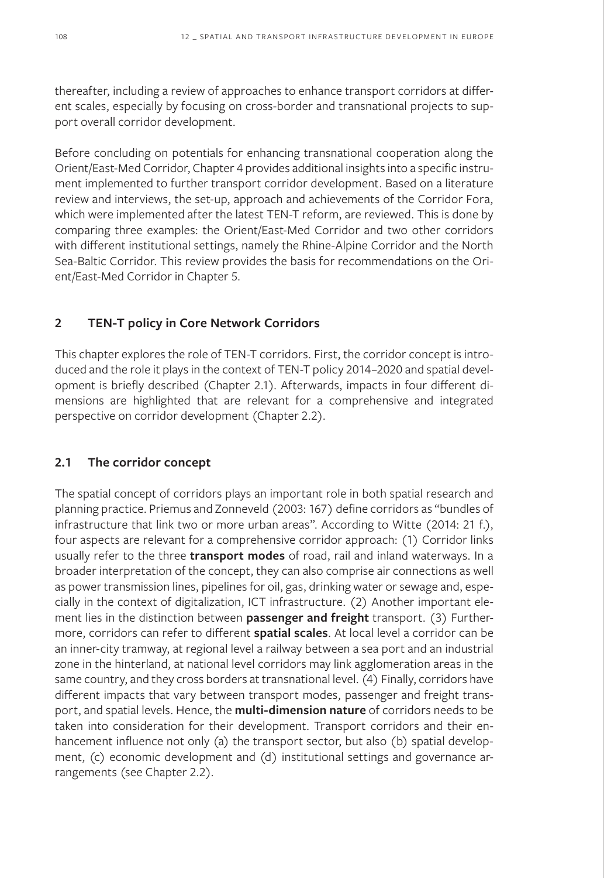thereafter, including a review of approaches to enhance transport corridors at different scales, especially by focusing on cross-border and transnational projects to support overall corridor development.

Before concluding on potentials for enhancing transnational cooperation along the Orient/East-Med Corridor, Chapter 4 provides additional insights into a specific instrument implemented to further transport corridor development. Based on a literature review and interviews, the set-up, approach and achievements of the Corridor Fora, which were implemented after the latest TEN-T reform, are reviewed. This is done by comparing three examples: the Orient/East-Med Corridor and two other corridors with different institutional settings, namely the Rhine-Alpine Corridor and the North Sea-Baltic Corridor. This review provides the basis for recommendations on the Orient/East-Med Corridor in Chapter 5.

## 2 TEN-T policy in Core Network Corridors

This chapter explores the role of TEN-T corridors. First, the corridor concept is introduced and the role it plays in the context of TEN-T policy 2014–2020 and spatial development is briefly described (Chapter 2.1). Afterwards, impacts in four different dimensions are highlighted that are relevant for a comprehensive and integrated perspective on corridor development (Chapter 2.2).

### 2.1 The corridor concept

The spatial concept of corridors plays an important role in both spatial research and planning practice. Priemus and Zonneveld (2003: 167) define corridors as "bundles of infrastructure that link two or more urban areas". According to Witte (2014: 21 f.), four aspects are relevant for a comprehensive corridor approach: (1) Corridor links usually refer to the three **transport modes** of road, rail and inland waterways. In a broader interpretation of the concept, they can also comprise air connections as well as power transmission lines, pipelines for oil, gas, drinking water or sewage and, especially in the context of digitalization, ICT infrastructure. (2) Another important element lies in the distinction between **passenger and freight** transport. (3) Furthermore, corridors can refer to different **spatial scales**. At local level a corridor can be an inner-city tramway, at regional level a railway between a sea port and an industrial zone in the hinterland, at national level corridors may link agglomeration areas in the same country, and they cross borders at transnational level. (4) Finally, corridors have different impacts that vary between transport modes, passenger and freight transport, and spatial levels. Hence, the **multi-dimension nature** of corridors needs to be taken into consideration for their development. Transport corridors and their enhancement influence not only (a) the transport sector, but also (b) spatial development, (c) economic development and (d) institutional settings and governance arrangements (see Chapter 2.2).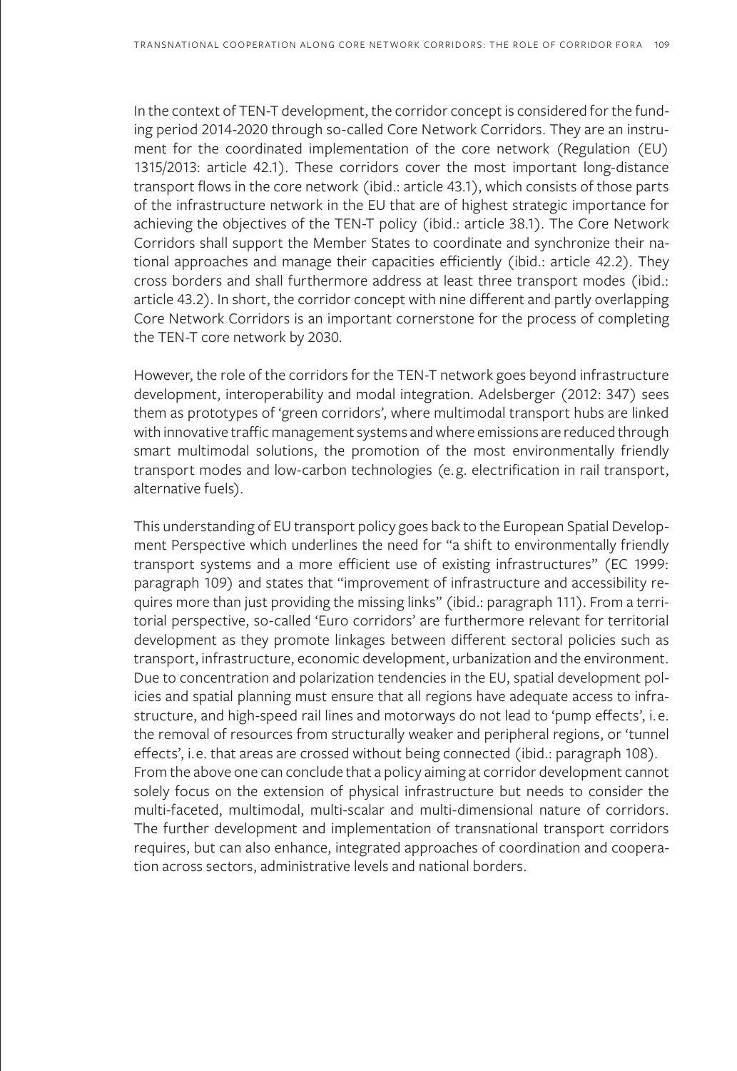In the context of TEN-T development, the corridor concept is considered for the funding period 2014-2020 through so-called Core Network Corridors. They are an instrument for the coordinated implementation of the core network (Regulation (EU) 1315/2013: article 42.1). These corridors cover the most important long-distance transport flows in the core network (ibid.: article 43.1), which consists of those parts of the infrastructure network in the EU that are of highest strategic importance for achieving the objectives of the TEN-T policy (ibid.: article 38.1). The Core Network Corridors shall support the Member States to coordinate and synchronize their national approaches and manage their capacities efficiently (ibid.: article 42.2). They cross borders and shall furthermore address at least three transport modes (ibid.: article 43.2). In short, the corridor concept with nine different and partly overlapping Core Network Corridors is an important cornerstone for the process of completing the TEN-T core network by 2030.

However, the role of the corridors for the TEN-T network goes beyond infrastructure development, interoperability and modal integration. Adelsberger (2012: 347) sees them as prototypes of 'green corridors', where multimodal transport hubs are linked with innovative traffic management systems and where emissions are reduced through smart multimodal solutions, the promotion of the most environmentally friendly transport modes and low-carbon technologies (e.g. electrification in rail transport, alternative fuels).

This understanding of EU transport policy goes back to the European Spatial Development Perspective which underlines the need for "a shift to environmentally friendly transport systems and a more efficient use of existing infrastructures" (EC 1999: paragraph 109) and states that "improvement of infrastructure and accessibility requires more than just providing the missing links" (ibid.: paragraph 111). From a territorial perspective, so-called 'Euro corridors' are furthermore relevant for territorial development as they promote linkages between different sectoral policies such as transport, infrastructure, economic development, urbanization and the environment. Due to concentration and polarization tendencies in the EU, spatial development policies and spatial planning must ensure that all regions have adequate access to infrastructure, and high-speed rail lines and motorways do not lead to 'pump effects', i.e. the removal of resources from structurally weaker and peripheral regions, or 'tunnel effects', i.e. that areas are crossed without being connected (ibid.: paragraph 108).

From the above one can conclude that a policy aiming at corridor development cannot solely focus on the extension of physical infrastructure but needs to consider the multi-faceted, multimodal, multi-scalar and multi-dimensional nature of corridors. The further development and implementation of transnational transport corridors requires, but can also enhance, integrated approaches of coordination and cooperation across sectors, administrative levels and national borders.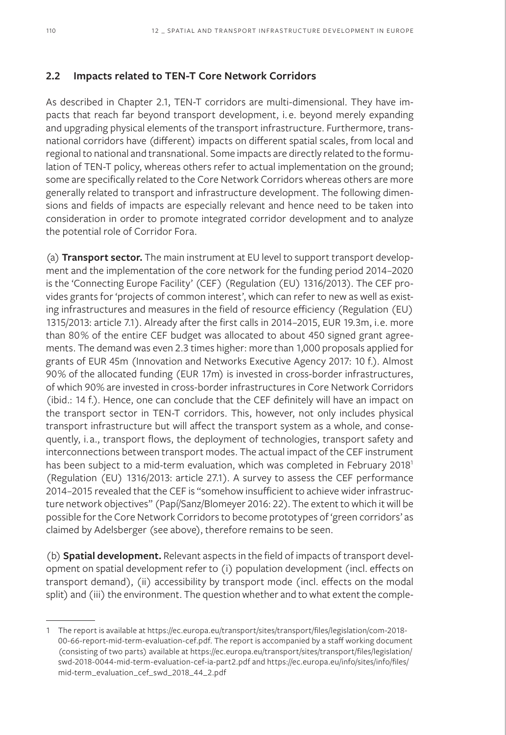## 2.2 Impacts related to TEN-T Core Network Corridors

As described in Chapter 2.1, TEN-T corridors are multi-dimensional. They have impacts that reach far beyond transport development, i. e. beyond merely expanding and upgrading physical elements of the transport infrastructure. Furthermore, transnational corridors have (different) impacts on different spatial scales, from local and regional to national and transnational. Some impacts are directly related to the formulation of TEN-T policy, whereas others refer to actual implementation on the ground; some are specifically related to the Core Network Corridors whereas others are more generally related to transport and infrastructure development. The following dimensions and fields of impacts are especially relevant and hence need to be taken into consideration in order to promote integrated corridor development and to analyze the potential role of Corridor Fora.

(a) **Transport sector.** The main instrument at EU level to support transport development and the implementation of the core network for the funding period 2014–2020 is the 'Connecting Europe Facility' (CEF) (Regulation (EU) 1316/2013). The CEF provides grants for 'projects of common interest', which can refer to new as well as existing infrastructures and measures in the field of resource efficiency (Regulation (EU) 1315/2013: article 7.1). Already after the first calls in 2014–2015, EUR 19.3m, i. e. more than 80% of the entire CEF budget was allocated to about 450 signed grant agreements. The demand was even 2.3 times higher: more than 1,000 proposals applied for grants of EUR 45m (Innovation and Networks Executive Agency 2017: 10 f.). Almost 90% of the allocated funding (EUR 17m) is invested in cross-border infrastructures, of which 90% are invested in cross-border infrastructures in Core Network Corridors (ibid.: 14 f.). Hence, one can conclude that the CEF definitely will have an impact on the transport sector in TEN-T corridors. This, however, not only includes physical transport infrastructure but will affect the transport system as a whole, and consequently, i. a., transport flows, the deployment of technologies, transport safety and interconnections between transport modes. The actual impact of the CEF instrument has been subject to a mid-term evaluation, which was completed in February 2018[1] (Regulation (EU) 1316/2013: article 27.1). A survey to assess the CEF performance 2014–2015 revealed that the CEF is "somehow insufficient to achieve wider infrastructure network objectives" (Papí/Sanz/Blomeyer 2016: 22). The extent to which it will be possible for the Core Network Corridors to become prototypes of 'green corridors' as claimed by Adelsberger (see above), therefore remains to be seen.

(b) **Spatial development.** Relevant aspects in the field of impacts of transport development on spatial development refer to (i) population development (incl. effects on transport demand), (ii) accessibility by transport mode (incl. effects on the modal split) and (iii) the environment. The question whether and to what extent the comple-

---

1 The report is available at https://ec.europa.eu/transport/sites/transport/files/legislation/com-2018-00-66-report-mid-term-evaluation-cef.pdf. The report is accompanied by a staff working document (consisting of two parts) available at https://ec.europa.eu/transport/sites/transport/files/legislation/swd-2018-0044-mid-term-evaluation-cef-ia-part2.pdf and https://ec.europa.eu/info/sites/info/files/mid-term_evaluation_cef_swd_2018_44_2.pdf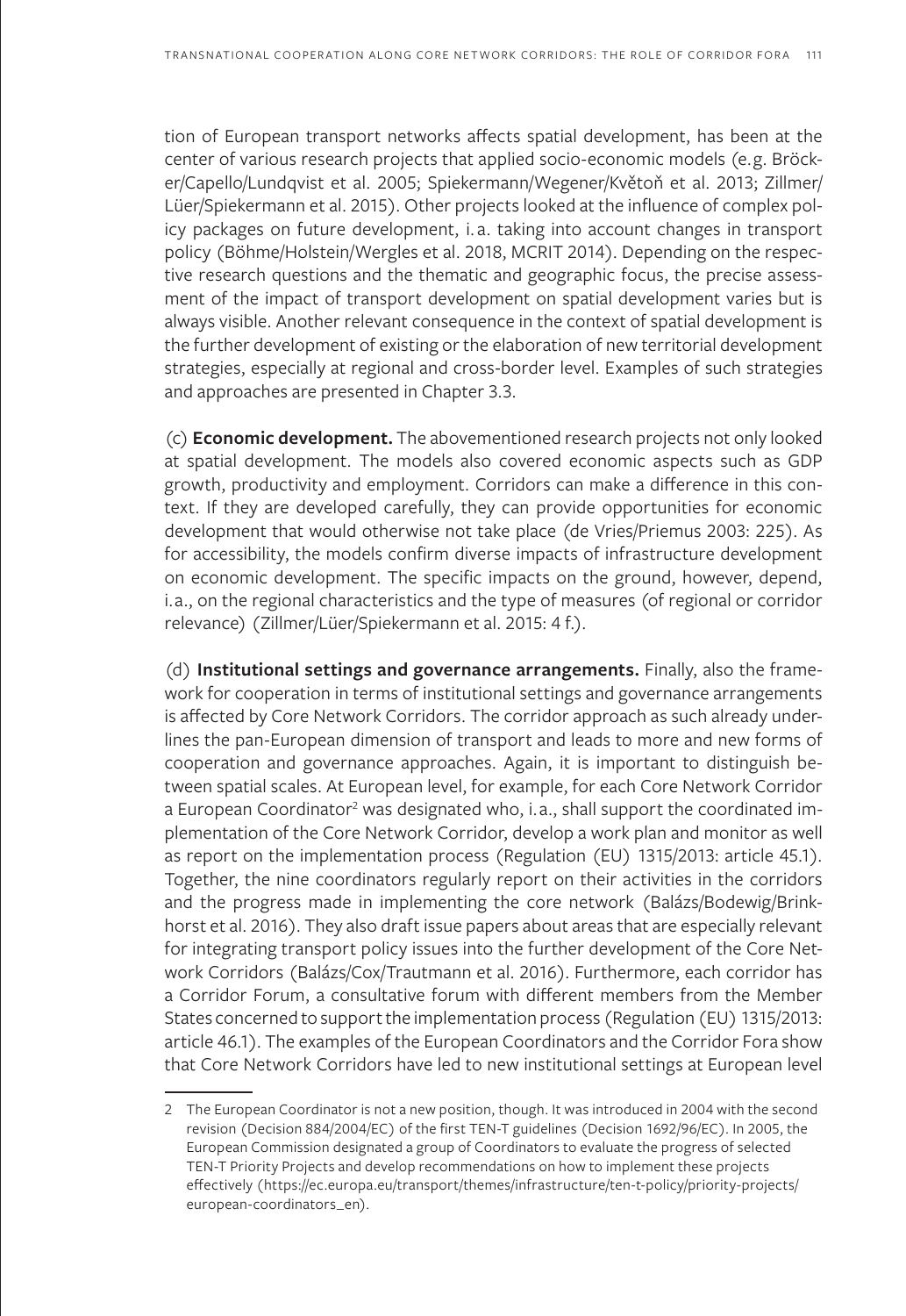tion of European transport networks affects spatial development, has been at the center of various research projects that applied socio-economic models (e.g. Bröcker/Capello/Lundqvist et al. 2005; Spiekermann/Wegener/Květoň et al. 2013; Zillmer/Lüer/Spiekermann et al. 2015). Other projects looked at the influence of complex policy packages on future development, i.a. taking into account changes in transport policy (Böhme/Holstein/Wergles et al. 2018, MCRIT 2014). Depending on the respective research questions and the thematic and geographic focus, the precise assessment of the impact of transport development on spatial development varies but is always visible. Another relevant consequence in the context of spatial development is the further development of existing or the elaboration of new territorial development strategies, especially at regional and cross-border level. Examples of such strategies and approaches are presented in Chapter 3.3.

(c) **Economic development.** The abovementioned research projects not only looked at spatial development. The models also covered economic aspects such as GDP growth, productivity and employment. Corridors can make a difference in this context. If they are developed carefully, they can provide opportunities for economic development that would otherwise not take place (de Vries/Priemus 2003: 225). As for accessibility, the models confirm diverse impacts of infrastructure development on economic development. The specific impacts on the ground, however, depend, i.a., on the regional characteristics and the type of measures (of regional or corridor relevance) (Zillmer/Lüer/Spiekermann et al. 2015: 4 f.).

(d) **Institutional settings and governance arrangements.** Finally, also the framework for cooperation in terms of institutional settings and governance arrangements is affected by Core Network Corridors. The corridor approach as such already underlines the pan-European dimension of transport and leads to more and new forms of cooperation and governance approaches. Again, it is important to distinguish between spatial scales. At European level, for example, for each Core Network Corridor a European Coordinator[2] was designated who, i.a., shall support the coordinated implementation of the Core Network Corridor, develop a work plan and monitor as well as report on the implementation process (Regulation (EU) 1315/2013: article 45.1). Together, the nine coordinators regularly report on their activities in the corridors and the progress made in implementing the core network (Balázs/Bodewig/Brinkhorst et al. 2016). They also draft issue papers about areas that are especially relevant for integrating transport policy issues into the further development of the Core Network Corridors (Balázs/Cox/Trautmann et al. 2016). Furthermore, each corridor has a Corridor Forum, a consultative forum with different members from the Member States concerned to support the implementation process (Regulation (EU) 1315/2013: article 46.1). The examples of the European Coordinators and the Corridor Fora show that Core Network Corridors have led to new institutional settings at European level

2 The European Coordinator is not a new position, though. It was introduced in 2004 with the second revision (Decision 884/2004/EC) of the first TEN-T guidelines (Decision 1692/96/EC). In 2005, the European Commission designated a group of Coordinators to evaluate the progress of selected TEN-T Priority Projects and develop recommendations on how to implement these projects effectively (https://ec.europa.eu/transport/themes/infrastructure/ten-t-policy/priority-projects/european-coordinators_en).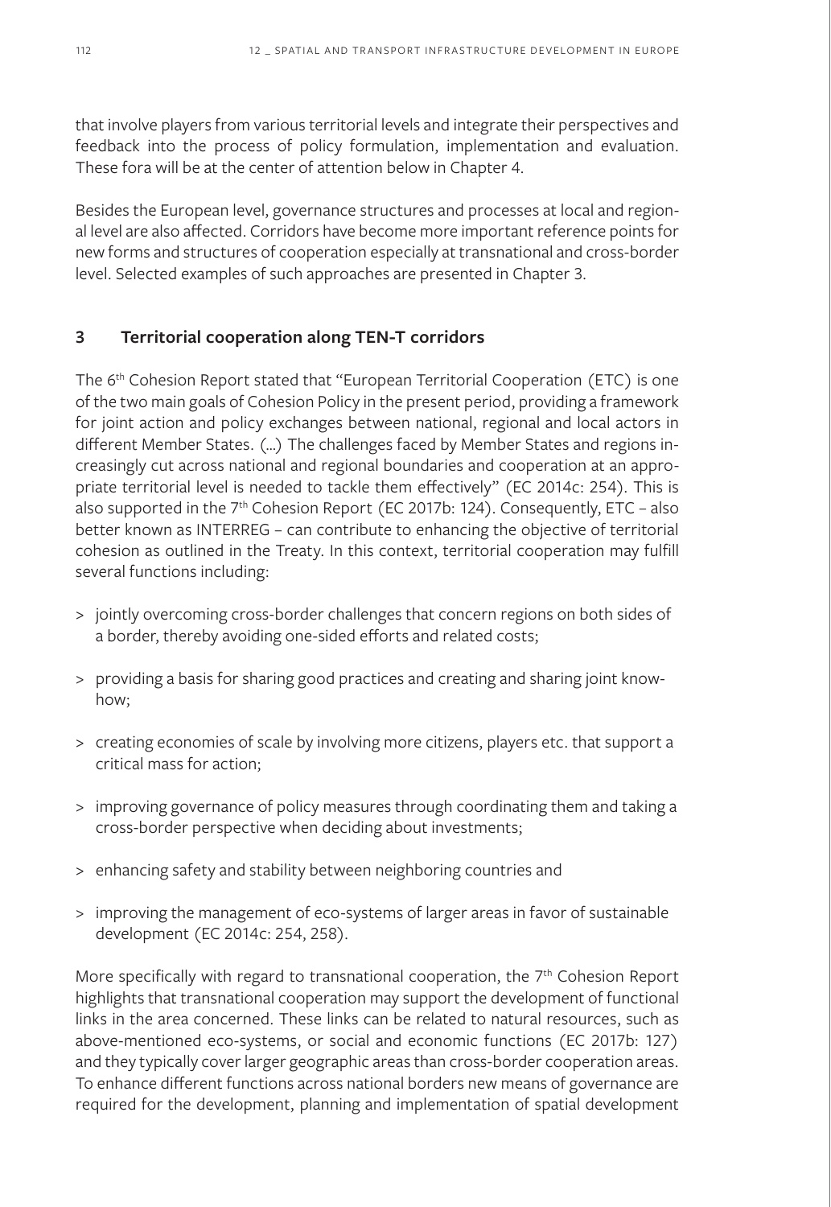that involve players from various territorial levels and integrate their perspectives and feedback into the process of policy formulation, implementation and evaluation. These fora will be at the center of attention below in Chapter 4.

Besides the European level, governance structures and processes at local and regional level are also affected. Corridors have become more important reference points for new forms and structures of cooperation especially at transnational and cross-border level. Selected examples of such approaches are presented in Chapter 3.

## 3 Territorial cooperation along TEN-T corridors

The 6th Cohesion Report stated that "European Territorial Cooperation (ETC) is one of the two main goals of Cohesion Policy in the present period, providing a framework for joint action and policy exchanges between national, regional and local actors in different Member States. (...) The challenges faced by Member States and regions increasingly cut across national and regional boundaries and cooperation at an appropriate territorial level is needed to tackle them effectively" (EC 2014c: 254). This is also supported in the 7th Cohesion Report (EC 2017b: 124). Consequently, ETC – also better known as INTERREG – can contribute to enhancing the objective of territorial cohesion as outlined in the Treaty. In this context, territorial cooperation may fulfill several functions including:

> jointly overcoming cross-border challenges that concern regions on both sides of a border, thereby avoiding one-sided efforts and related costs;

> providing a basis for sharing good practices and creating and sharing joint know-how;

> creating economies of scale by involving more citizens, players etc. that support a critical mass for action;

> improving governance of policy measures through coordinating them and taking a cross-border perspective when deciding about investments;

> enhancing safety and stability between neighboring countries and

> improving the management of eco-systems of larger areas in favor of sustainable development (EC 2014c: 254, 258).

More specifically with regard to transnational cooperation, the 7th Cohesion Report highlights that transnational cooperation may support the development of functional links in the area concerned. These links can be related to natural resources, such as above-mentioned eco-systems, or social and economic functions (EC 2017b: 127) and they typically cover larger geographic areas than cross-border cooperation areas. To enhance different functions across national borders new means of governance are required for the development, planning and implementation of spatial development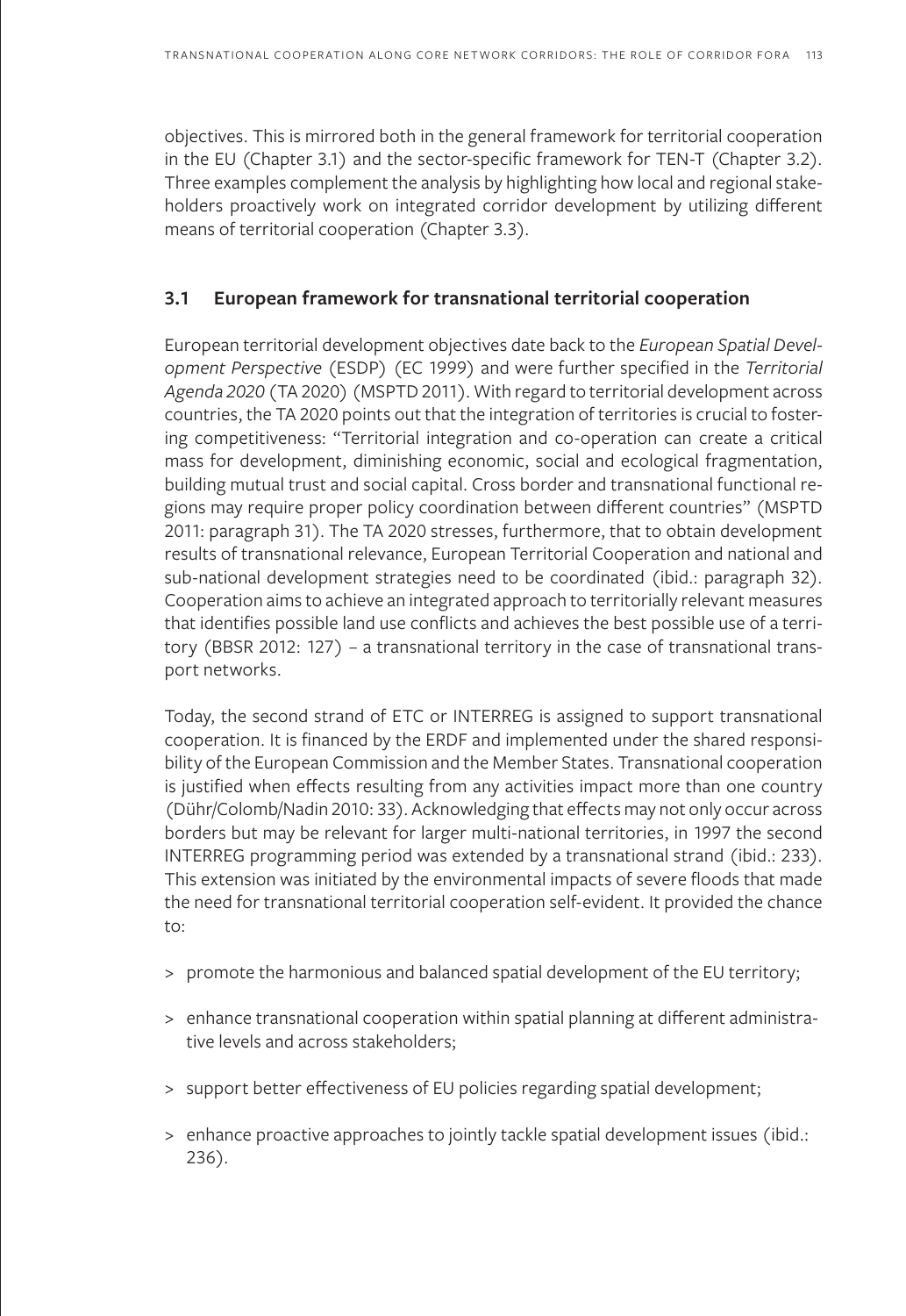objectives. This is mirrored both in the general framework for territorial cooperation in the EU (Chapter 3.1) and the sector-specific framework for TEN-T (Chapter 3.2). Three examples complement the analysis by highlighting how local and regional stakeholders proactively work on integrated corridor development by utilizing different means of territorial cooperation (Chapter 3.3).

## 3.1 European framework for transnational territorial cooperation

European territorial development objectives date back to the *European Spatial Development Perspective* (ESDP) (EC 1999) and were further specified in the *Territorial Agenda 2020* (TA 2020) (MSPTD 2011). With regard to territorial development across countries, the TA 2020 points out that the integration of territories is crucial to fostering competitiveness: "Territorial integration and co-operation can create a critical mass for development, diminishing economic, social and ecological fragmentation, building mutual trust and social capital. Cross border and transnational functional regions may require proper policy coordination between different countries" (MSPTD 2011: paragraph 31). The TA 2020 stresses, furthermore, that to obtain development results of transnational relevance, European Territorial Cooperation and national and sub-national development strategies need to be coordinated (ibid.: paragraph 32). Cooperation aims to achieve an integrated approach to territorially relevant measures that identifies possible land use conflicts and achieves the best possible use of a territory (BBSR 2012: 127) – a transnational territory in the case of transnational transport networks.

Today, the second strand of ETC or INTERREG is assigned to support transnational cooperation. It is financed by the ERDF and implemented under the shared responsibility of the European Commission and the Member States. Transnational cooperation is justified when effects resulting from any activities impact more than one country (Dühr/Colomb/Nadin 2010: 33). Acknowledging that effects may not only occur across borders but may be relevant for larger multi-national territories, in 1997 the second INTERREG programming period was extended by a transnational strand (ibid.: 233). This extension was initiated by the environmental impacts of severe floods that made the need for transnational territorial cooperation self-evident. It provided the chance to:

> promote the harmonious and balanced spatial development of the EU territory;

> enhance transnational cooperation within spatial planning at different administrative levels and across stakeholders;

> support better effectiveness of EU policies regarding spatial development;

> enhance proactive approaches to jointly tackle spatial development issues (ibid.: 236).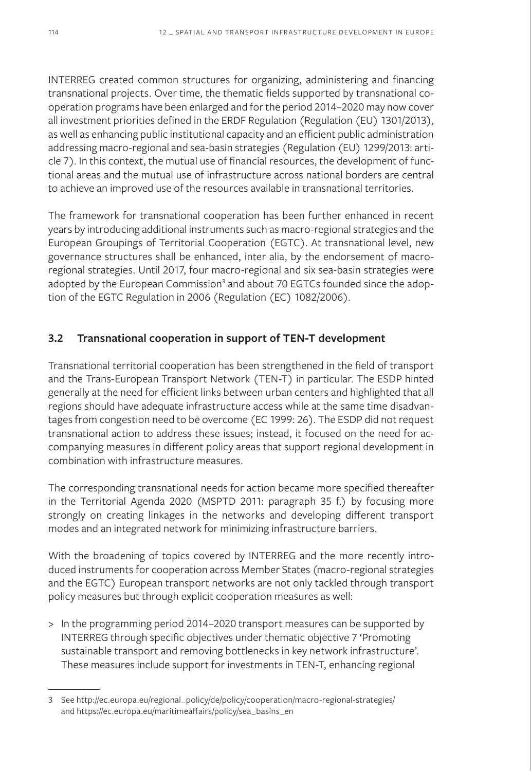INTERREG created common structures for organizing, administering and financing transnational projects. Over time, the thematic fields supported by transnational cooperation programs have been enlarged and for the period 2014–2020 may now cover all investment priorities defined in the ERDF Regulation (Regulation (EU) 1301/2013), as well as enhancing public institutional capacity and an efficient public administration addressing macro-regional and sea-basin strategies (Regulation (EU) 1299/2013: article 7). In this context, the mutual use of financial resources, the development of functional areas and the mutual use of infrastructure across national borders are central to achieve an improved use of the resources available in transnational territories.

The framework for transnational cooperation has been further enhanced in recent years by introducing additional instruments such as macro-regional strategies and the European Groupings of Territorial Cooperation (EGTC). At transnational level, new governance structures shall be enhanced, inter alia, by the endorsement of macro-regional strategies. Until 2017, four macro-regional and six sea-basin strategies were adopted by the European Commission[3] and about 70 EGTCs founded since the adoption of the EGTC Regulation in 2006 (Regulation (EC) 1082/2006).

## 3.2 Transnational cooperation in support of TEN-T development

Transnational territorial cooperation has been strengthened in the field of transport and the Trans-European Transport Network (TEN-T) in particular. The ESDP hinted generally at the need for efficient links between urban centers and highlighted that all regions should have adequate infrastructure access while at the same time disadvantages from congestion need to be overcome (EC 1999: 26). The ESDP did not request transnational action to address these issues; instead, it focused on the need for accompanying measures in different policy areas that support regional development in combination with infrastructure measures.

The corresponding transnational needs for action became more specified thereafter in the Territorial Agenda 2020 (MSPTD 2011: paragraph 35 f.) by focusing more strongly on creating linkages in the networks and developing different transport modes and an integrated network for minimizing infrastructure barriers.

With the broadening of topics covered by INTERREG and the more recently introduced instruments for cooperation across Member States (macro-regional strategies and the EGTC) European transport networks are not only tackled through transport policy measures but through explicit cooperation measures as well:

> In the programming period 2014–2020 transport measures can be supported by INTERREG through specific objectives under thematic objective 7 'Promoting sustainable transport and removing bottlenecks in key network infrastructure'. These measures include support for investments in TEN-T, enhancing regional

3 See http://ec.europa.eu/regional_policy/de/policy/cooperation/macro-regional-strategies/ and https://ec.europa.eu/maritimeaffairs/policy/sea_basins_en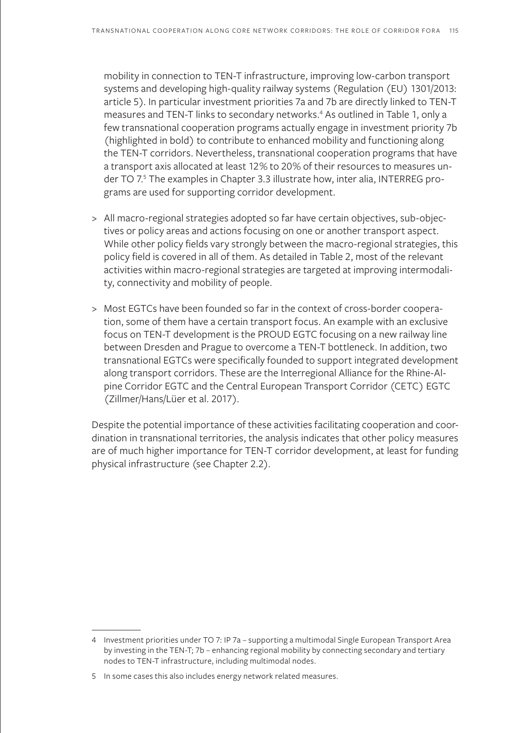mobility in connection to TEN-T infrastructure, improving low-carbon transport systems and developing high-quality railway systems (Regulation (EU) 1301/2013: article 5). In particular investment priorities 7a and 7b are directly linked to TEN-T measures and TEN-T links to secondary networks.[4] As outlined in Table 1, only a few transnational cooperation programs actually engage in investment priority 7b (highlighted in bold) to contribute to enhanced mobility and functioning along the TEN-T corridors. Nevertheless, transnational cooperation programs that have a transport axis allocated at least 12% to 20% of their resources to measures under TO 7.[5] The examples in Chapter 3.3 illustrate how, inter alia, INTERREG programs are used for supporting corridor development.

> All macro-regional strategies adopted so far have certain objectives, sub-objectives or policy areas and actions focusing on one or another transport aspect. While other policy fields vary strongly between the macro-regional strategies, this policy field is covered in all of them. As detailed in Table 2, most of the relevant activities within macro-regional strategies are targeted at improving intermodality, connectivity and mobility of people.

> Most EGTCs have been founded so far in the context of cross-border cooperation, some of them have a certain transport focus. An example with an exclusive focus on TEN-T development is the PROUD EGTC focusing on a new railway line between Dresden and Prague to overcome a TEN-T bottleneck. In addition, two transnational EGTCs were specifically founded to support integrated development along transport corridors. These are the Interregional Alliance for the Rhine-Alpine Corridor EGTC and the Central European Transport Corridor (CETC) EGTC (Zillmer/Hans/Lüer et al. 2017).

Despite the potential importance of these activities facilitating cooperation and coordination in transnational territories, the analysis indicates that other policy measures are of much higher importance for TEN-T corridor development, at least for funding physical infrastructure (see Chapter 2.2).

---

4 Investment priorities under TO 7: IP 7a – supporting a multimodal Single European Transport Area by investing in the TEN-T; 7b – enhancing regional mobility by connecting secondary and tertiary nodes to TEN-T infrastructure, including multimodal nodes.

5 In some cases this also includes energy network related measures.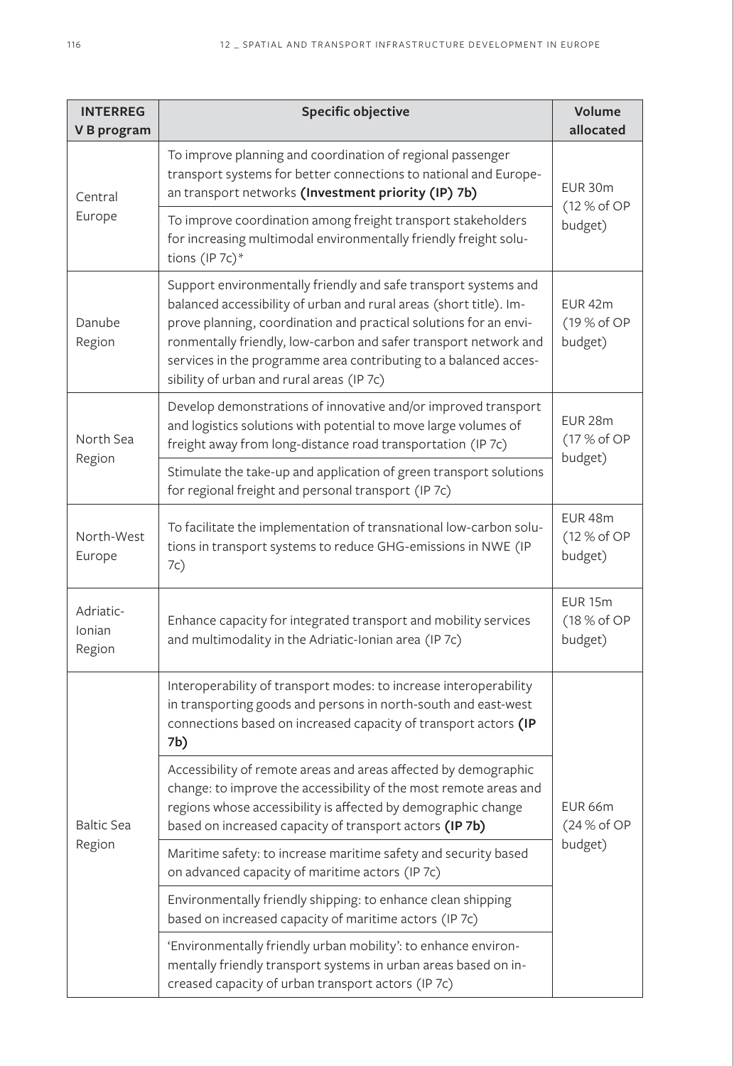| INTERREG V B program | Specific objective | Volume allocated |
|---|---|---|
| Central Europe | To improve planning and coordination of regional passenger transport systems for better connections to national and European transport networks **(Investment priority (IP) 7b)** | EUR 30m (12 % of OP budget) |
| | To improve coordination among freight transport stakeholders for increasing multimodal environmentally friendly freight solutions (IP 7c)* | |
| Danube Region | Support environmentally friendly and safe transport systems and balanced accessibility of urban and rural areas (short title). Improve planning, coordination and practical solutions for an environmentally friendly, low-carbon and safer transport network and services in the programme area contributing to a balanced accessibility of urban and rural areas (IP 7c) | EUR 42m (19 % of OP budget) |
| North Sea Region | Develop demonstrations of innovative and/or improved transport and logistics solutions with potential to move large volumes of freight away from long-distance road transportation (IP 7c) | EUR 28m (17 % of OP budget) |
| | Stimulate the take-up and application of green transport solutions for regional freight and personal transport (IP 7c) | |
| North-West Europe | To facilitate the implementation of transnational low-carbon solutions in transport systems to reduce GHG-emissions in NWE (IP 7c) | EUR 48m (12 % of OP budget) |
| Adriatic-Ionian Region | Enhance capacity for integrated transport and mobility services and multimodality in the Adriatic-Ionian area (IP 7c) | EUR 15m (18 % of OP budget) |
| Baltic Sea Region | Interoperability of transport modes: to increase interoperability in transporting goods and persons in north-south and east-west connections based on increased capacity of transport actors **(IP 7b)** | EUR 66m (24 % of OP budget) |
| | Accessibility of remote areas and areas affected by demographic change: to improve the accessibility of the most remote areas and regions whose accessibility is affected by demographic change based on increased capacity of transport actors **(IP 7b)** | |
| | Maritime safety: to increase maritime safety and security based on advanced capacity of maritime actors (IP 7c) | |
| | Environmentally friendly shipping: to enhance clean shipping based on increased capacity of maritime actors (IP 7c) | |
| | 'Environmentally friendly urban mobility': to enhance environmentally friendly transport systems in urban areas based on increased capacity of urban transport actors (IP 7c) | |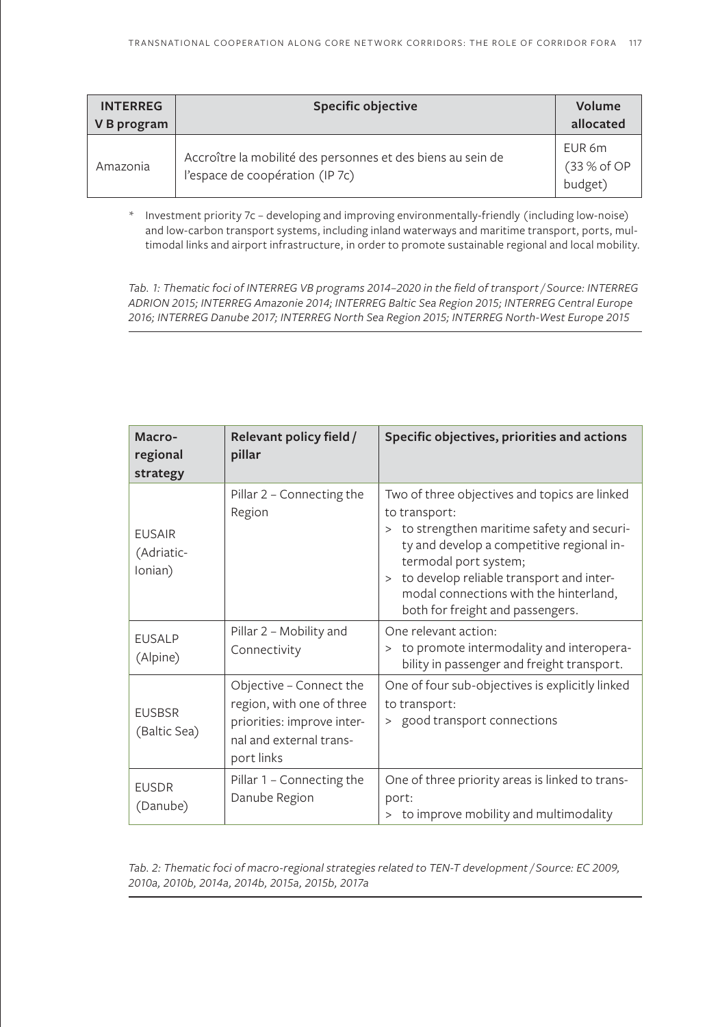| INTERREG V B program | Specific objective | Volume allocated |
|---|---|---|
| Amazonia | Accroître la mobilité des personnes et des biens au sein de l'espace de coopération (IP 7c) | EUR 6m (33 % of OP budget) |

\* Investment priority 7c – developing and improving environmentally-friendly (including low-noise) and low-carbon transport systems, including inland waterways and maritime transport, ports, multimodal links and airport infrastructure, in order to promote sustainable regional and local mobility.

*Tab. 1: Thematic foci of INTERREG VB programs 2014–2020 in the field of transport / Source: INTERREG ADRION 2015; INTERREG Amazonie 2014; INTERREG Baltic Sea Region 2015; INTERREG Central Europe 2016; INTERREG Danube 2017; INTERREG North Sea Region 2015; INTERREG North-West Europe 2015*

| Macro-regional strategy | Relevant policy field / pillar | Specific objectives, priorities and actions |
|---|---|---|
| EUSAIR (Adriatic-Ionian) | Pillar 2 – Connecting the Region | Two of three objectives and topics are linked to transport:<br>> to strengthen maritime safety and security and develop a competitive regional intermodal port system;<br>> to develop reliable transport and intermodal connections with the hinterland, both for freight and passengers. |
| EUSALP (Alpine) | Pillar 2 – Mobility and Connectivity | One relevant action:<br>> to promote intermodality and interoperability in passenger and freight transport. |
| EUSBSR (Baltic Sea) | Objective – Connect the region, with one of three priorities: improve internal and external transport links | One of four sub-objectives is explicitly linked to transport:<br>> good transport connections |
| EUSDR (Danube) | Pillar 1 – Connecting the Danube Region | One of three priority areas is linked to transport:<br>> to improve mobility and multimodality |

*Tab. 2: Thematic foci of macro-regional strategies related to TEN-T development / Source: EC 2009, 2010a, 2010b, 2014a, 2014b, 2015a, 2015b, 2017a*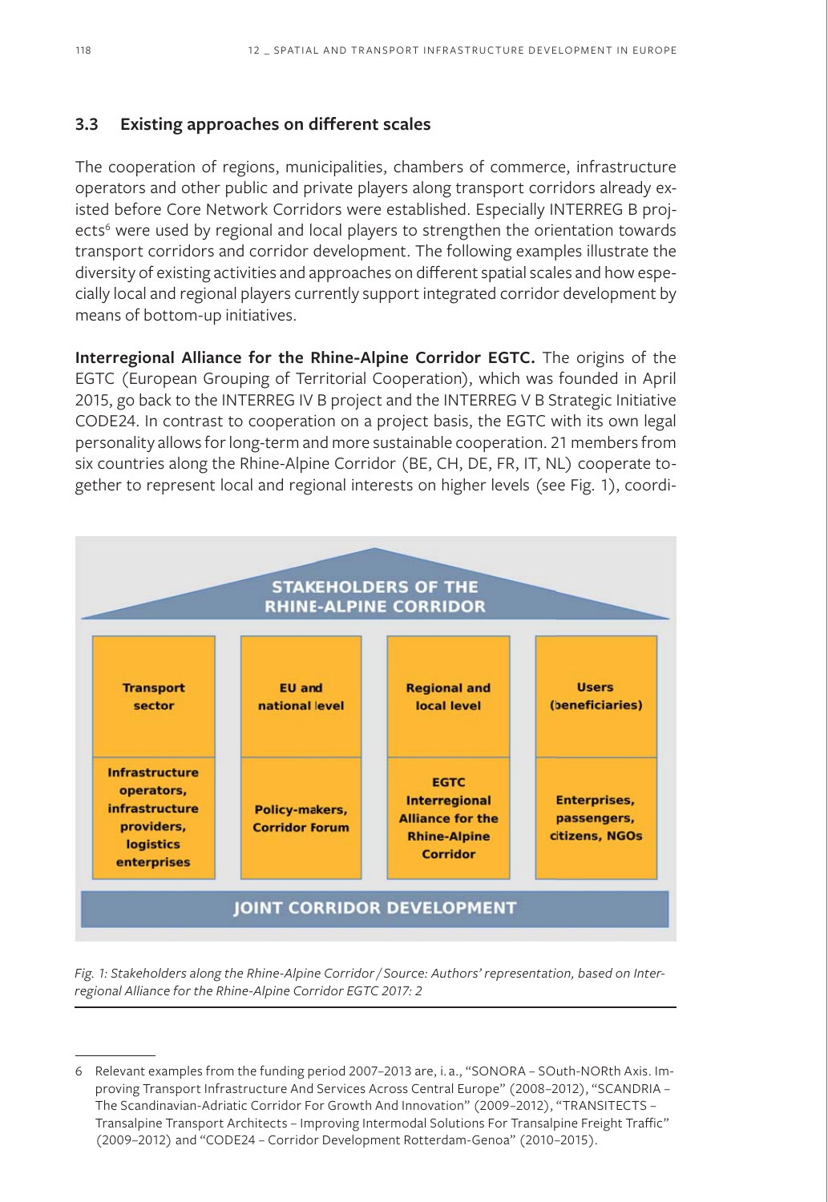### 3.3 Existing approaches on different scales

The cooperation of regions, municipalities, chambers of commerce, infrastructure operators and other public and private players along transport corridors already existed before Core Network Corridors were established. Especially INTERREG B projects[6] were used by regional and local players to strengthen the orientation towards transport corridors and corridor development. The following examples illustrate the diversity of existing activities and approaches on different spatial scales and how especially local and regional players currently support integrated corridor development by means of bottom-up initiatives.

**Interregional Alliance for the Rhine-Alpine Corridor EGTC.** The origins of the EGTC (European Grouping of Territorial Cooperation), which was founded in April 2015, go back to the INTERREG IV B project and the INTERREG V B Strategic Initiative CODE24. In contrast to cooperation on a project basis, the EGTC with its own legal personality allows for long-term and more sustainable cooperation. 21 members from six countries along the Rhine-Alpine Corridor (BE, CH, DE, FR, IT, NL) cooperate together to represent local and regional interests on higher levels (see Fig. 1), coordi-

**STAKEHOLDERS OF THE RHINE-ALPINE CORRIDOR**

| Transport sector | EU and national level | Regional and local level | Users (beneficiaries) |
|---|---|---|---|
| Infrastructure operators, infrastructure providers, logistics enterprises | Policy-makers, Corridor Forum | EGTC Interregional Alliance for the Rhine-Alpine Corridor | Enterprises, passengers, citizens, NGOs |

**JOINT CORRIDOR DEVELOPMENT**

*Fig. 1: Stakeholders along the Rhine-Alpine Corridor / Source: Authors' representation, based on Interregional Alliance for the Rhine-Alpine Corridor EGTC 2017: 2*

---

6 Relevant examples from the funding period 2007–2013 are, i. a., "SONORA – SOuth-NORth Axis. Improving Transport Infrastructure And Services Across Central Europe" (2008–2012), "SCANDRIA – The Scandinavian-Adriatic Corridor For Growth And Innovation" (2009–2012), "TRANSITECTS – Transalpine Transport Architects – Improving Intermodal Solutions For Transalpine Freight Traffic" (2009–2012) and "CODE24 – Corridor Development Rotterdam-Genoa" (2010–2015).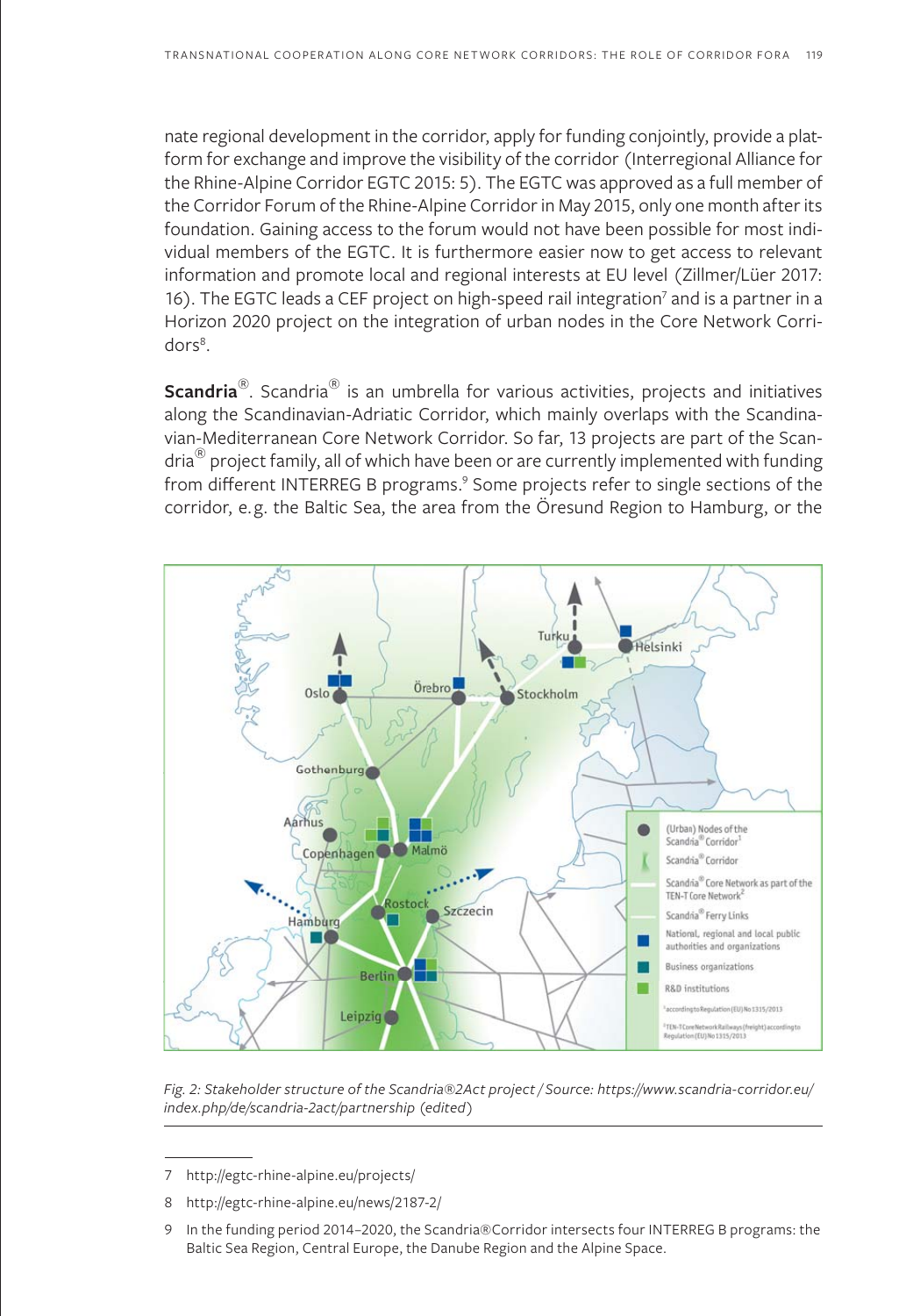nate regional development in the corridor, apply for funding conjointly, provide a platform for exchange and improve the visibility of the corridor (Interregional Alliance for the Rhine-Alpine Corridor EGTC 2015: 5). The EGTC was approved as a full member of the Corridor Forum of the Rhine-Alpine Corridor in May 2015, only one month after its foundation. Gaining access to the forum would not have been possible for most individual members of the EGTC. It is furthermore easier now to get access to relevant information and promote local and regional interests at EU level (Zillmer/Lüer 2017: 16). The EGTC leads a CEF project on high-speed rail integration[7] and is a partner in a Horizon 2020 project on the integration of urban nodes in the Core Network Corridors[8].

**Scandria®**. Scandria® is an umbrella for various activities, projects and initiatives along the Scandinavian-Adriatic Corridor, which mainly overlaps with the Scandinavian-Mediterranean Core Network Corridor. So far, 13 projects are part of the Scandria® project family, all of which have been or are currently implemented with funding from different INTERREG B programs.[9] Some projects refer to single sections of the corridor, e.g. the Baltic Sea, the area from the Öresund Region to Hamburg, or the

*Fig. 2: Stakeholder structure of the Scandria®2Act project / Source: https://www.scandria-corridor.eu/index.php/de/scandria-2act/partnership (edited)*

7 http://egtc-rhine-alpine.eu/projects/

8 http://egtc-rhine-alpine.eu/news/2187-2/

9 In the funding period 2014–2020, the Scandria®Corridor intersects four INTERREG B programs: the Baltic Sea Region, Central Europe, the Danube Region and the Alpine Space.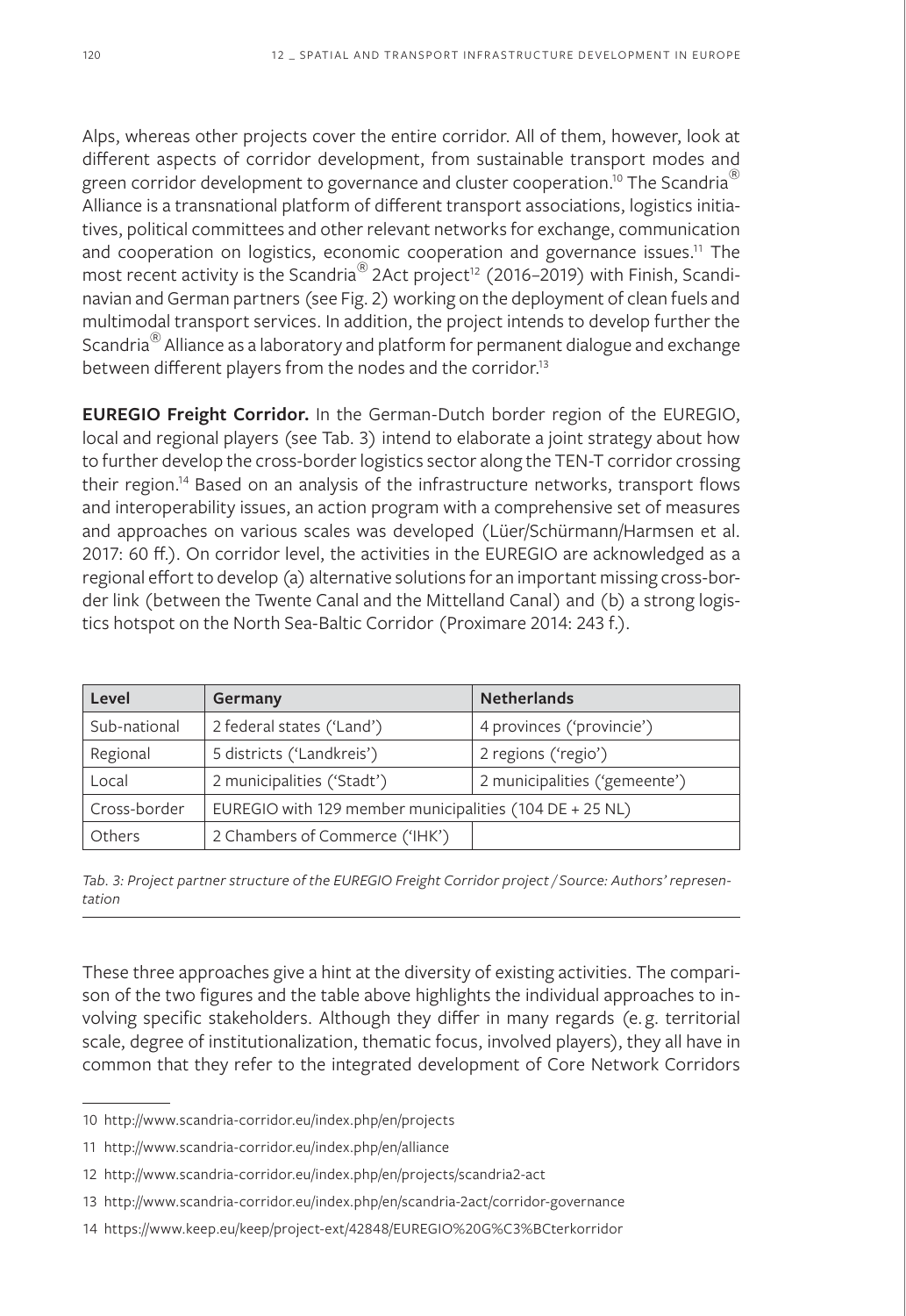Alps, whereas other projects cover the entire corridor. All of them, however, look at different aspects of corridor development, from sustainable transport modes and green corridor development to governance and cluster cooperation.[10] The Scandria® Alliance is a transnational platform of different transport associations, logistics initiatives, political committees and other relevant networks for exchange, communication and cooperation on logistics, economic cooperation and governance issues.[11] The most recent activity is the Scandria® 2Act project[12] (2016–2019) with Finish, Scandinavian and German partners (see Fig. 2) working on the deployment of clean fuels and multimodal transport services. In addition, the project intends to develop further the Scandria® Alliance as a laboratory and platform for permanent dialogue and exchange between different players from the nodes and the corridor.[13]

**EUREGIO Freight Corridor.** In the German-Dutch border region of the EUREGIO, local and regional players (see Tab. 3) intend to elaborate a joint strategy about how to further develop the cross-border logistics sector along the TEN-T corridor crossing their region.[14] Based on an analysis of the infrastructure networks, transport flows and interoperability issues, an action program with a comprehensive set of measures and approaches on various scales was developed (Lüer/Schürmann/Harmsen et al. 2017: 60 ff.). On corridor level, the activities in the EUREGIO are acknowledged as a regional effort to develop (a) alternative solutions for an important missing cross-border link (between the Twente Canal and the Mittelland Canal) and (b) a strong logistics hotspot on the North Sea-Baltic Corridor (Proximare 2014: 243 f.).

| Level | Germany | Netherlands |
|---|---|---|
| Sub-national | 2 federal states ('Land') | 4 provinces ('provincie') |
| Regional | 5 districts ('Landkreis') | 2 regions ('regio') |
| Local | 2 municipalities ('Stadt') | 2 municipalities ('gemeente') |
| Cross-border | EUREGIO with 129 member municipalities (104 DE + 25 NL) | |
| Others | 2 Chambers of Commerce ('IHK') | |

*Tab. 3: Project partner structure of the EUREGIO Freight Corridor project / Source: Authors' representation*

These three approaches give a hint at the diversity of existing activities. The comparison of the two figures and the table above highlights the individual approaches to involving specific stakeholders. Although they differ in many regards (e. g. territorial scale, degree of institutionalization, thematic focus, involved players), they all have in common that they refer to the integrated development of Core Network Corridors

---

10 http://www.scandria-corridor.eu/index.php/en/projects

11 http://www.scandria-corridor.eu/index.php/en/alliance

12 http://www.scandria-corridor.eu/index.php/en/projects/scandria2-act

13 http://www.scandria-corridor.eu/index.php/en/scandria-2act/corridor-governance

14 https://www.keep.eu/keep/project-ext/42848/EUREGIO%20G%C3%BCterkorridor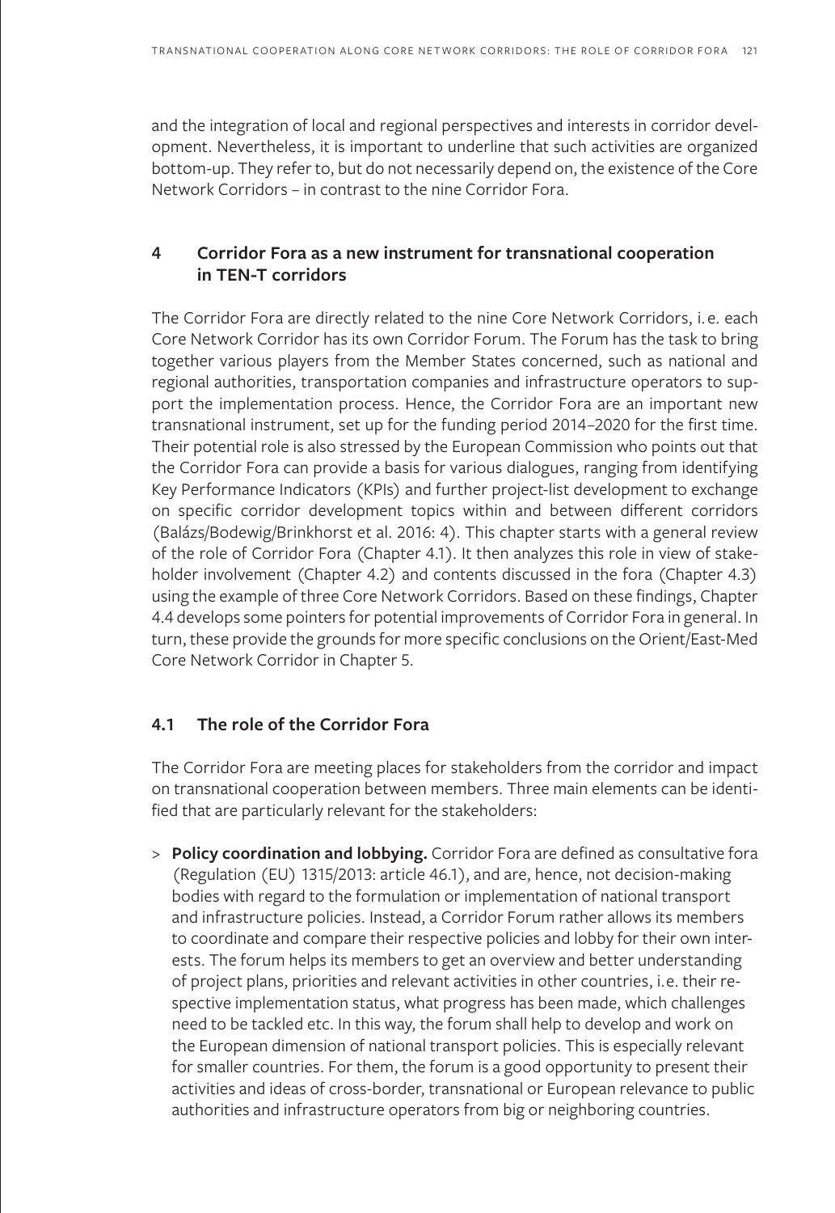and the integration of local and regional perspectives and interests in corridor development. Nevertheless, it is important to underline that such activities are organized bottom-up. They refer to, but do not necessarily depend on, the existence of the Core Network Corridors – in contrast to the nine Corridor Fora.

## 4 Corridor Fora as a new instrument for transnational cooperation in TEN-T corridors

The Corridor Fora are directly related to the nine Core Network Corridors, i.e. each Core Network Corridor has its own Corridor Forum. The Forum has the task to bring together various players from the Member States concerned, such as national and regional authorities, transportation companies and infrastructure operators to support the implementation process. Hence, the Corridor Fora are an important new transnational instrument, set up for the funding period 2014–2020 for the first time. Their potential role is also stressed by the European Commission who points out that the Corridor Fora can provide a basis for various dialogues, ranging from identifying Key Performance Indicators (KPIs) and further project-list development to exchange on specific corridor development topics within and between different corridors (Balázs/Bodewig/Brinkhorst et al. 2016: 4). This chapter starts with a general review of the role of Corridor Fora (Chapter 4.1). It then analyzes this role in view of stakeholder involvement (Chapter 4.2) and contents discussed in the fora (Chapter 4.3) using the example of three Core Network Corridors. Based on these findings, Chapter 4.4 develops some pointers for potential improvements of Corridor Fora in general. In turn, these provide the grounds for more specific conclusions on the Orient/East-Med Core Network Corridor in Chapter 5.

### 4.1 The role of the Corridor Fora

The Corridor Fora are meeting places for stakeholders from the corridor and impact on transnational cooperation between members. Three main elements can be identified that are particularly relevant for the stakeholders:

> **Policy coordination and lobbying.** Corridor Fora are defined as consultative fora (Regulation (EU) 1315/2013: article 46.1), and are, hence, not decision-making bodies with regard to the formulation or implementation of national transport and infrastructure policies. Instead, a Corridor Forum rather allows its members to coordinate and compare their respective policies and lobby for their own interests. The forum helps its members to get an overview and better understanding of project plans, priorities and relevant activities in other countries, i.e. their respective implementation status, what progress has been made, which challenges need to be tackled etc. In this way, the forum shall help to develop and work on the European dimension of national transport policies. This is especially relevant for smaller countries. For them, the forum is a good opportunity to present their activities and ideas of cross-border, transnational or European relevance to public authorities and infrastructure operators from big or neighboring countries.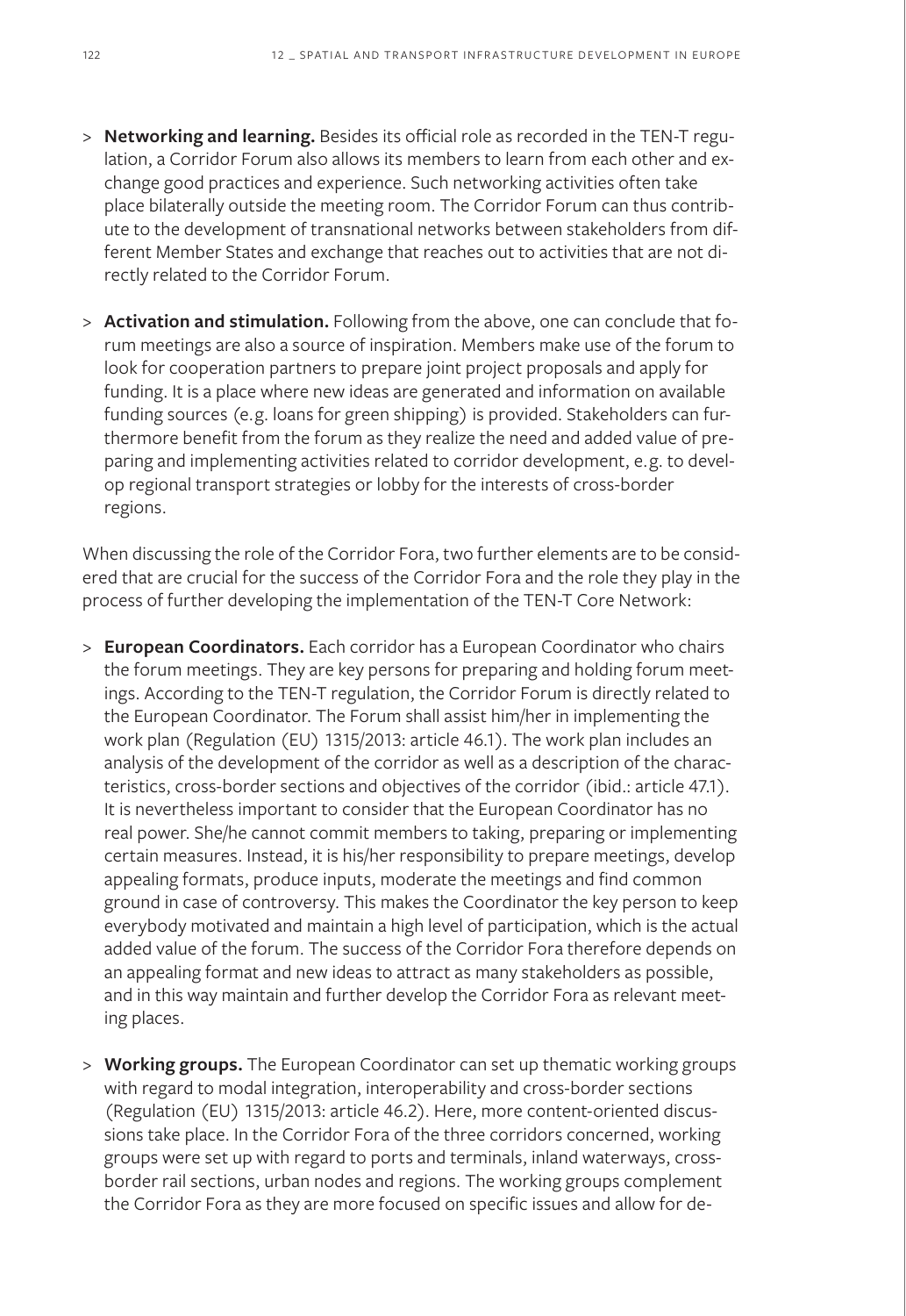- **Networking and learning.** Besides its official role as recorded in the TEN-T regulation, a Corridor Forum also allows its members to learn from each other and exchange good practices and experience. Such networking activities often take place bilaterally outside the meeting room. The Corridor Forum can thus contribute to the development of transnational networks between stakeholders from different Member States and exchange that reaches out to activities that are not directly related to the Corridor Forum.

- **Activation and stimulation.** Following from the above, one can conclude that forum meetings are also a source of inspiration. Members make use of the forum to look for cooperation partners to prepare joint project proposals and apply for funding. It is a place where new ideas are generated and information on available funding sources (e.g. loans for green shipping) is provided. Stakeholders can furthermore benefit from the forum as they realize the need and added value of preparing and implementing activities related to corridor development, e.g. to develop regional transport strategies or lobby for the interests of cross-border regions.

When discussing the role of the Corridor Fora, two further elements are to be considered that are crucial for the success of the Corridor Fora and the role they play in the process of further developing the implementation of the TEN-T Core Network:

- **European Coordinators.** Each corridor has a European Coordinator who chairs the forum meetings. They are key persons for preparing and holding forum meetings. According to the TEN-T regulation, the Corridor Forum is directly related to the European Coordinator. The Forum shall assist him/her in implementing the work plan (Regulation (EU) 1315/2013: article 46.1). The work plan includes an analysis of the development of the corridor as well as a description of the characteristics, cross-border sections and objectives of the corridor (ibid.: article 47.1). It is nevertheless important to consider that the European Coordinator has no real power. She/he cannot commit members to taking, preparing or implementing certain measures. Instead, it is his/her responsibility to prepare meetings, develop appealing formats, produce inputs, moderate the meetings and find common ground in case of controversy. This makes the Coordinator the key person to keep everybody motivated and maintain a high level of participation, which is the actual added value of the forum. The success of the Corridor Fora therefore depends on an appealing format and new ideas to attract as many stakeholders as possible, and in this way maintain and further develop the Corridor Fora as relevant meeting places.

- **Working groups.** The European Coordinator can set up thematic working groups with regard to modal integration, interoperability and cross-border sections (Regulation (EU) 1315/2013: article 46.2). Here, more content-oriented discussions take place. In the Corridor Fora of the three corridors concerned, working groups were set up with regard to ports and terminals, inland waterways, cross-border rail sections, urban nodes and regions. The working groups complement the Corridor Fora as they are more focused on specific issues and allow for de-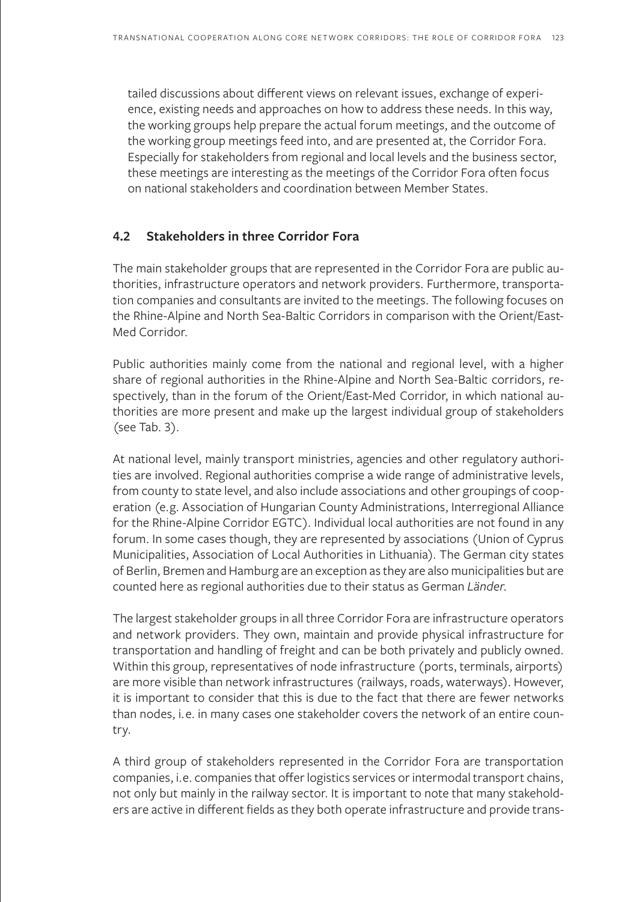tailed discussions about different views on relevant issues, exchange of experience, existing needs and approaches on how to address these needs. In this way, the working groups help prepare the actual forum meetings, and the outcome of the working group meetings feed into, and are presented at, the Corridor Fora. Especially for stakeholders from regional and local levels and the business sector, these meetings are interesting as the meetings of the Corridor Fora often focus on national stakeholders and coordination between Member States.

## 4.2 Stakeholders in three Corridor Fora

The main stakeholder groups that are represented in the Corridor Fora are public authorities, infrastructure operators and network providers. Furthermore, transportation companies and consultants are invited to the meetings. The following focuses on the Rhine-Alpine and North Sea-Baltic Corridors in comparison with the Orient/East-Med Corridor.

Public authorities mainly come from the national and regional level, with a higher share of regional authorities in the Rhine-Alpine and North Sea-Baltic corridors, respectively, than in the forum of the Orient/East-Med Corridor, in which national authorities are more present and make up the largest individual group of stakeholders (see Tab. 3).

At national level, mainly transport ministries, agencies and other regulatory authorities are involved. Regional authorities comprise a wide range of administrative levels, from county to state level, and also include associations and other groupings of cooperation (e.g. Association of Hungarian County Administrations, Interregional Alliance for the Rhine-Alpine Corridor EGTC). Individual local authorities are not found in any forum. In some cases though, they are represented by associations (Union of Cyprus Municipalities, Association of Local Authorities in Lithuania). The German city states of Berlin, Bremen and Hamburg are an exception as they are also municipalities but are counted here as regional authorities due to their status as German *Länder*.

The largest stakeholder groups in all three Corridor Fora are infrastructure operators and network providers. They own, maintain and provide physical infrastructure for transportation and handling of freight and can be both privately and publicly owned. Within this group, representatives of node infrastructure (ports, terminals, airports) are more visible than network infrastructures (railways, roads, waterways). However, it is important to consider that this is due to the fact that there are fewer networks than nodes, i.e. in many cases one stakeholder covers the network of an entire country.

A third group of stakeholders represented in the Corridor Fora are transportation companies, i.e. companies that offer logistics services or intermodal transport chains, not only but mainly in the railway sector. It is important to note that many stakeholders are active in different fields as they both operate infrastructure and provide trans-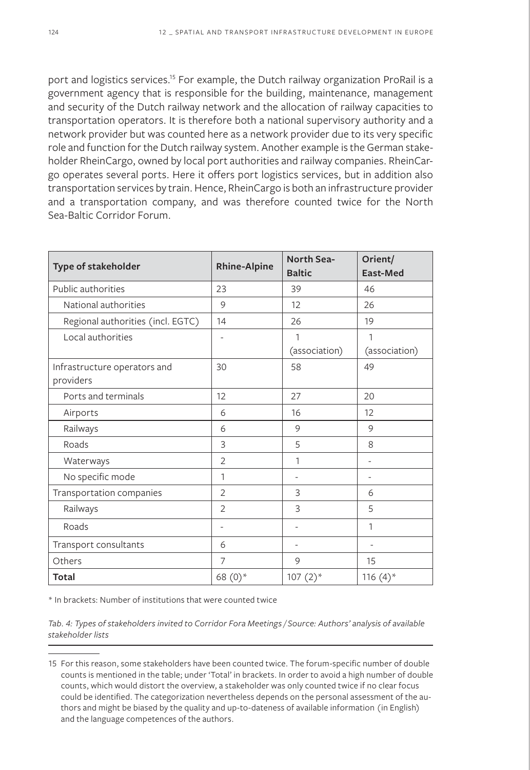port and logistics services.[15] For example, the Dutch railway organization ProRail is a government agency that is responsible for the building, maintenance, management and security of the Dutch railway network and the allocation of railway capacities to transportation operators. It is therefore both a national supervisory authority and a network provider but was counted here as a network provider due to its very specific role and function for the Dutch railway system. Another example is the German stakeholder RheinCargo, owned by local port authorities and railway companies. RheinCargo operates several ports. Here it offers port logistics services, but in addition also transportation services by train. Hence, RheinCargo is both an infrastructure provider and a transportation company, and was therefore counted twice for the North Sea-Baltic Corridor Forum.

| **Type of stakeholder** | **Rhine-Alpine** | **North Sea-Baltic** | **Orient/ East-Med** |
|---|---|---|---|
| Public authorities | 23 | 39 | 46 |
| National authorities | 9 | 12 | 26 |
| Regional authorities (incl. EGTC) | 14 | 26 | 19 |
| Local authorities | - | 1 (association) | 1 (association) |
| Infrastructure operators and providers | 30 | 58 | 49 |
| Ports and terminals | 12 | 27 | 20 |
| Airports | 6 | 16 | 12 |
| Railways | 6 | 9 | 9 |
| Roads | 3 | 5 | 8 |
| Waterways | 2 | 1 | - |
| No specific mode | 1 | - | - |
| Transportation companies | 2 | 3 | 6 |
| Railways | 2 | 3 | 5 |
| Roads | - | - | 1 |
| Transport consultants | 6 | - | - |
| Others | 7 | 9 | 15 |
| **Total** | 68 (0)* | 107 (2)* | 116 (4)* |

* In brackets: Number of institutions that were counted twice

*Tab. 4: Types of stakeholders invited to Corridor Fora Meetings / Source: Authors' analysis of available stakeholder lists*

15 For this reason, some stakeholders have been counted twice. The forum-specific number of double counts is mentioned in the table; under 'Total' in brackets. In order to avoid a high number of double counts, which would distort the overview, a stakeholder was only counted twice if no clear focus could be identified. The categorization nevertheless depends on the personal assessment of the authors and might be biased by the quality and up-to-dateness of available information (in English) and the language competences of the authors.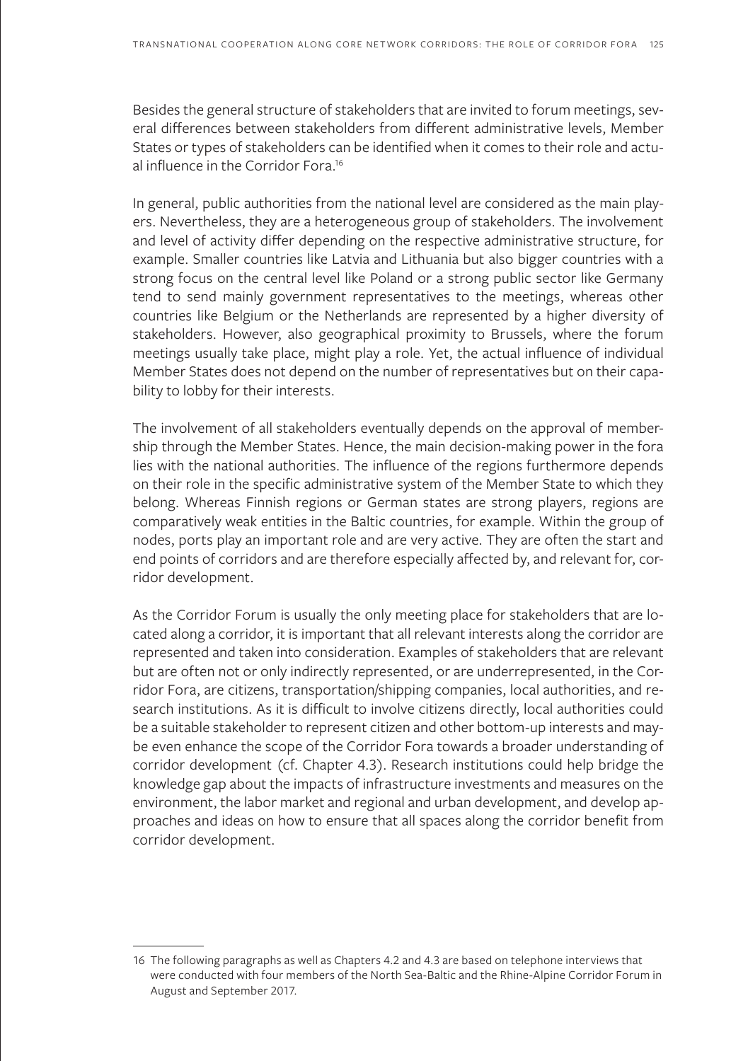Besides the general structure of stakeholders that are invited to forum meetings, several differences between stakeholders from different administrative levels, Member States or types of stakeholders can be identified when it comes to their role and actual influence in the Corridor Fora.[16]

In general, public authorities from the national level are considered as the main players. Nevertheless, they are a heterogeneous group of stakeholders. The involvement and level of activity differ depending on the respective administrative structure, for example. Smaller countries like Latvia and Lithuania but also bigger countries with a strong focus on the central level like Poland or a strong public sector like Germany tend to send mainly government representatives to the meetings, whereas other countries like Belgium or the Netherlands are represented by a higher diversity of stakeholders. However, also geographical proximity to Brussels, where the forum meetings usually take place, might play a role. Yet, the actual influence of individual Member States does not depend on the number of representatives but on their capability to lobby for their interests.

The involvement of all stakeholders eventually depends on the approval of membership through the Member States. Hence, the main decision-making power in the fora lies with the national authorities. The influence of the regions furthermore depends on their role in the specific administrative system of the Member State to which they belong. Whereas Finnish regions or German states are strong players, regions are comparatively weak entities in the Baltic countries, for example. Within the group of nodes, ports play an important role and are very active. They are often the start and end points of corridors and are therefore especially affected by, and relevant for, corridor development.

As the Corridor Forum is usually the only meeting place for stakeholders that are located along a corridor, it is important that all relevant interests along the corridor are represented and taken into consideration. Examples of stakeholders that are relevant but are often not or only indirectly represented, or are underrepresented, in the Corridor Fora, are citizens, transportation/shipping companies, local authorities, and research institutions. As it is difficult to involve citizens directly, local authorities could be a suitable stakeholder to represent citizen and other bottom-up interests and maybe even enhance the scope of the Corridor Fora towards a broader understanding of corridor development (cf. Chapter 4.3). Research institutions could help bridge the knowledge gap about the impacts of infrastructure investments and measures on the environment, the labor market and regional and urban development, and develop approaches and ideas on how to ensure that all spaces along the corridor benefit from corridor development.

---

16 The following paragraphs as well as Chapters 4.2 and 4.3 are based on telephone interviews that were conducted with four members of the North Sea-Baltic and the Rhine-Alpine Corridor Forum in August and September 2017.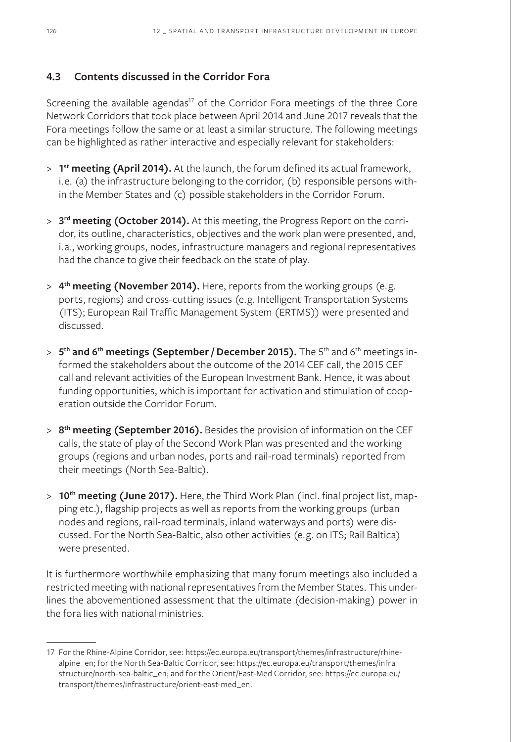### 4.3 Contents discussed in the Corridor Fora

Screening the available agendas[17] of the Corridor Fora meetings of the three Core Network Corridors that took place between April 2014 and June 2017 reveals that the Fora meetings follow the same or at least a similar structure. The following meetings can be highlighted as rather interactive and especially relevant for stakeholders:

> **1st meeting (April 2014).** At the launch, the forum defined its actual framework, i.e. (a) the infrastructure belonging to the corridor, (b) responsible persons within the Member States and (c) possible stakeholders in the Corridor Forum.

> **3rd meeting (October 2014).** At this meeting, the Progress Report on the corridor, its outline, characteristics, objectives and the work plan were presented, and, i.a., working groups, nodes, infrastructure managers and regional representatives had the chance to give their feedback on the state of play.

> **4th meeting (November 2014).** Here, reports from the working groups (e.g. ports, regions) and cross-cutting issues (e.g. Intelligent Transportation Systems (ITS); European Rail Traffic Management System (ERTMS)) were presented and discussed.

> **5th and 6th meetings (September / December 2015).** The 5th and 6th meetings informed the stakeholders about the outcome of the 2014 CEF call, the 2015 CEF call and relevant activities of the European Investment Bank. Hence, it was about funding opportunities, which is important for activation and stimulation of cooperation outside the Corridor Forum.

> **8th meeting (September 2016).** Besides the provision of information on the CEF calls, the state of play of the Second Work Plan was presented and the working groups (regions and urban nodes, ports and rail-road terminals) reported from their meetings (North Sea-Baltic).

> **10th meeting (June 2017).** Here, the Third Work Plan (incl. final project list, mapping etc.), flagship projects as well as reports from the working groups (urban nodes and regions, rail-road terminals, inland waterways and ports) were discussed. For the North Sea-Baltic, also other activities (e.g. on ITS; Rail Baltica) were presented.

It is furthermore worthwhile emphasizing that many forum meetings also included a restricted meeting with national representatives from the Member States. This underlines the abovementioned assessment that the ultimate (decision-making) power in the fora lies with national ministries.

---

17 For the Rhine-Alpine Corridor, see: https://ec.europa.eu/transport/themes/infrastructure/rhine-alpine_en; for the North Sea-Baltic Corridor, see: https://ec.europa.eu/transport/themes/infrastructure/north-sea-baltic_en; and for the Orient/East-Med Corridor, see: https://ec.europa.eu/transport/themes/infrastructure/orient-east-med_en.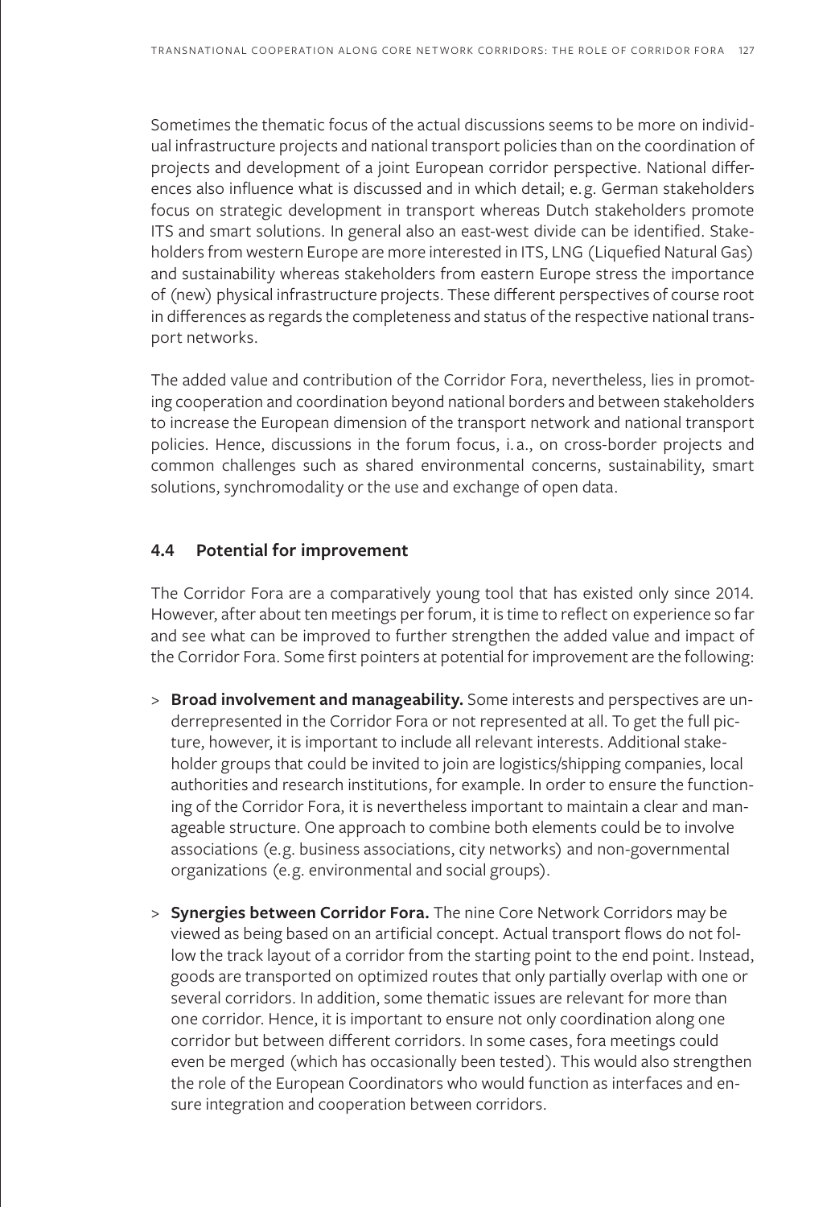Sometimes the thematic focus of the actual discussions seems to be more on individual infrastructure projects and national transport policies than on the coordination of projects and development of a joint European corridor perspective. National differences also influence what is discussed and in which detail; e.g. German stakeholders focus on strategic development in transport whereas Dutch stakeholders promote ITS and smart solutions. In general also an east-west divide can be identified. Stakeholders from western Europe are more interested in ITS, LNG (Liquefied Natural Gas) and sustainability whereas stakeholders from eastern Europe stress the importance of (new) physical infrastructure projects. These different perspectives of course root in differences as regards the completeness and status of the respective national transport networks.

The added value and contribution of the Corridor Fora, nevertheless, lies in promoting cooperation and coordination beyond national borders and between stakeholders to increase the European dimension of the transport network and national transport policies. Hence, discussions in the forum focus, i.a., on cross-border projects and common challenges such as shared environmental concerns, sustainability, smart solutions, synchromodality or the use and exchange of open data.

### 4.4 Potential for improvement

The Corridor Fora are a comparatively young tool that has existed only since 2014. However, after about ten meetings per forum, it is time to reflect on experience so far and see what can be improved to further strengthen the added value and impact of the Corridor Fora. Some first pointers at potential for improvement are the following:

> **Broad involvement and manageability.** Some interests and perspectives are underrepresented in the Corridor Fora or not represented at all. To get the full picture, however, it is important to include all relevant interests. Additional stakeholder groups that could be invited to join are logistics/shipping companies, local authorities and research institutions, for example. In order to ensure the functioning of the Corridor Fora, it is nevertheless important to maintain a clear and manageable structure. One approach to combine both elements could be to involve associations (e.g. business associations, city networks) and non-governmental organizations (e.g. environmental and social groups).

> **Synergies between Corridor Fora.** The nine Core Network Corridors may be viewed as being based on an artificial concept. Actual transport flows do not follow the track layout of a corridor from the starting point to the end point. Instead, goods are transported on optimized routes that only partially overlap with one or several corridors. In addition, some thematic issues are relevant for more than one corridor. Hence, it is important to ensure not only coordination along one corridor but between different corridors. In some cases, fora meetings could even be merged (which has occasionally been tested). This would also strengthen the role of the European Coordinators who would function as interfaces and ensure integration and cooperation between corridors.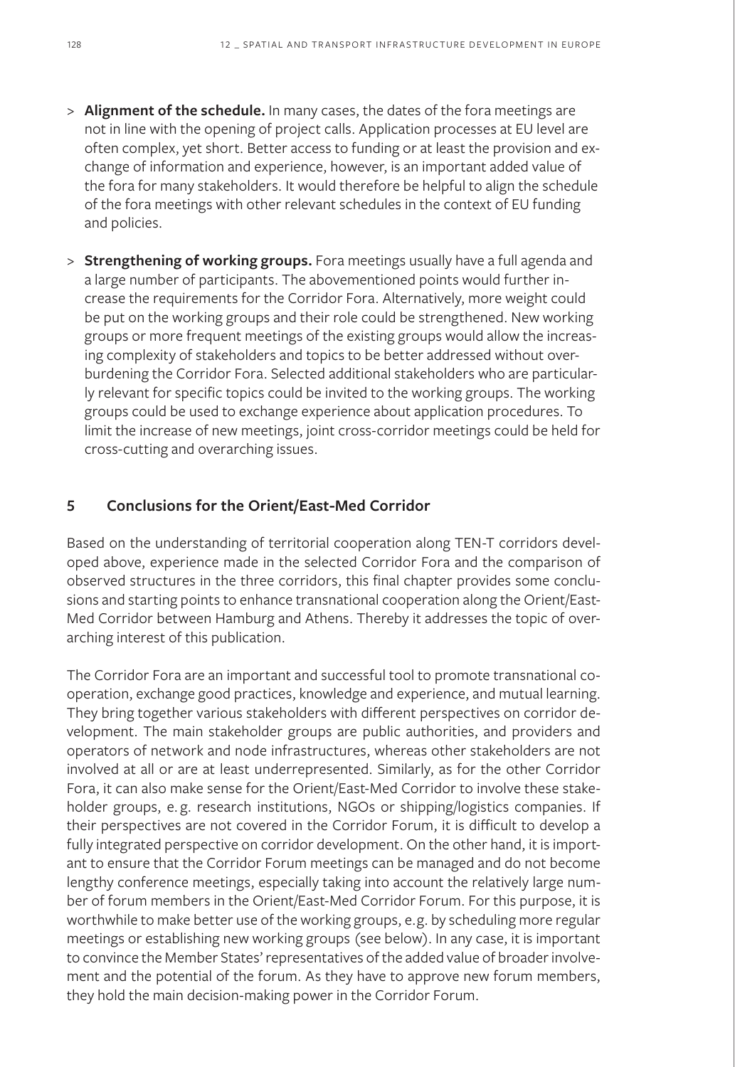> **Alignment of the schedule.** In many cases, the dates of the fora meetings are not in line with the opening of project calls. Application processes at EU level are often complex, yet short. Better access to funding or at least the provision and exchange of information and experience, however, is an important added value of the fora for many stakeholders. It would therefore be helpful to align the schedule of the fora meetings with other relevant schedules in the context of EU funding and policies.

> **Strengthening of working groups.** Fora meetings usually have a full agenda and a large number of participants. The abovementioned points would further increase the requirements for the Corridor Fora. Alternatively, more weight could be put on the working groups and their role could be strengthened. New working groups or more frequent meetings of the existing groups would allow the increasing complexity of stakeholders and topics to be better addressed without overburdening the Corridor Fora. Selected additional stakeholders who are particularly relevant for specific topics could be invited to the working groups. The working groups could be used to exchange experience about application procedures. To limit the increase of new meetings, joint cross-corridor meetings could be held for cross-cutting and overarching issues.

## 5 Conclusions for the Orient/East-Med Corridor

Based on the understanding of territorial cooperation along TEN-T corridors developed above, experience made in the selected Corridor Fora and the comparison of observed structures in the three corridors, this final chapter provides some conclusions and starting points to enhance transnational cooperation along the Orient/East-Med Corridor between Hamburg and Athens. Thereby it addresses the topic of overarching interest of this publication.

The Corridor Fora are an important and successful tool to promote transnational cooperation, exchange good practices, knowledge and experience, and mutual learning. They bring together various stakeholders with different perspectives on corridor development. The main stakeholder groups are public authorities, and providers and operators of network and node infrastructures, whereas other stakeholders are not involved at all or are at least underrepresented. Similarly, as for the other Corridor Fora, it can also make sense for the Orient/East-Med Corridor to involve these stakeholder groups, e. g. research institutions, NGOs or shipping/logistics companies. If their perspectives are not covered in the Corridor Forum, it is difficult to develop a fully integrated perspective on corridor development. On the other hand, it is important to ensure that the Corridor Forum meetings can be managed and do not become lengthy conference meetings, especially taking into account the relatively large number of forum members in the Orient/East-Med Corridor Forum. For this purpose, it is worthwhile to make better use of the working groups, e. g. by scheduling more regular meetings or establishing new working groups (see below). In any case, it is important to convince the Member States' representatives of the added value of broader involvement and the potential of the forum. As they have to approve new forum members, they hold the main decision-making power in the Corridor Forum.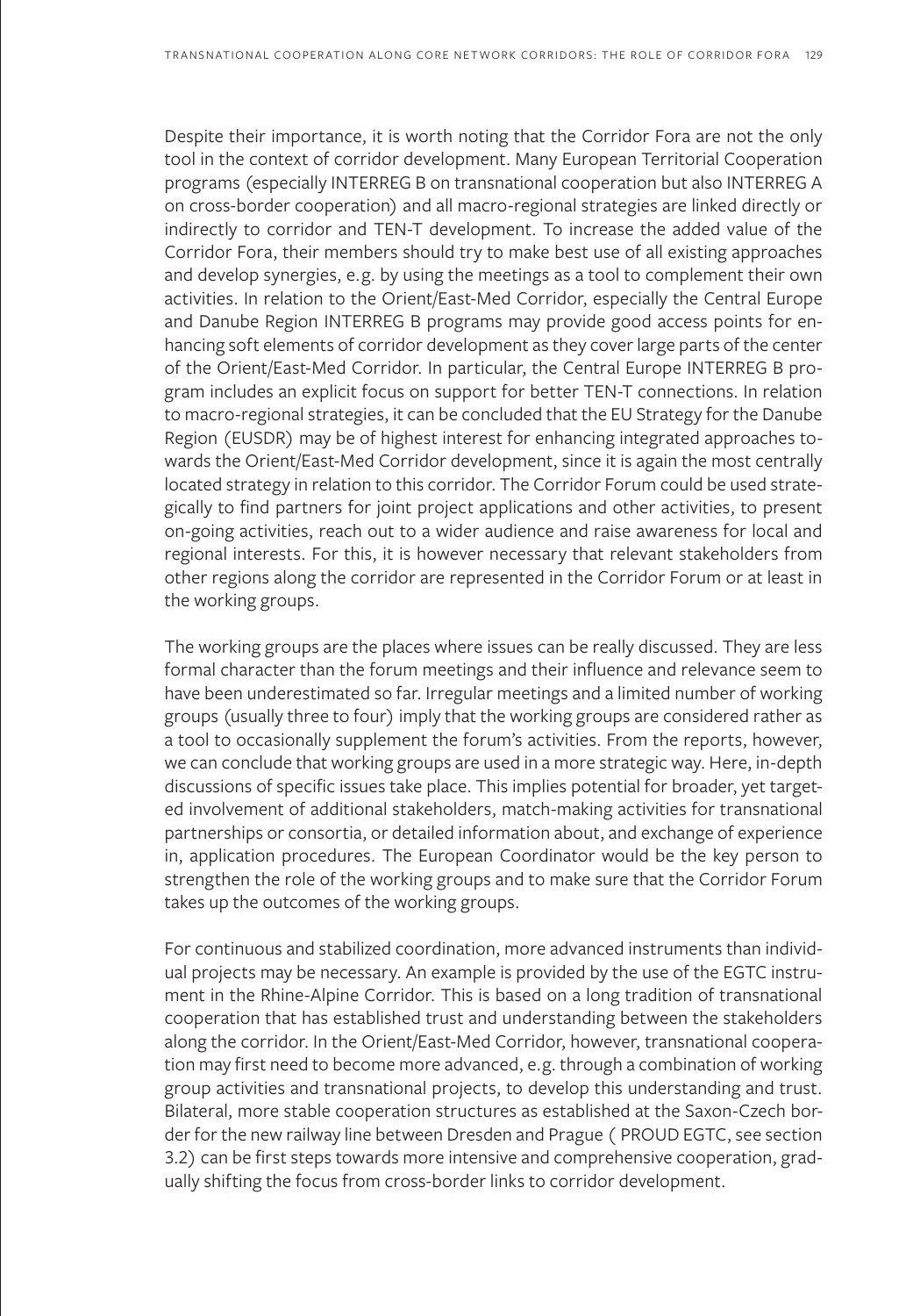Despite their importance, it is worth noting that the Corridor Fora are not the only tool in the context of corridor development. Many European Territorial Cooperation programs (especially INTERREG B on transnational cooperation but also INTERREG A on cross-border cooperation) and all macro-regional strategies are linked directly or indirectly to corridor and TEN-T development. To increase the added value of the Corridor Fora, their members should try to make best use of all existing approaches and develop synergies, e.g. by using the meetings as a tool to complement their own activities. In relation to the Orient/East-Med Corridor, especially the Central Europe and Danube Region INTERREG B programs may provide good access points for enhancing soft elements of corridor development as they cover large parts of the center of the Orient/East-Med Corridor. In particular, the Central Europe INTERREG B program includes an explicit focus on support for better TEN-T connections. In relation to macro-regional strategies, it can be concluded that the EU Strategy for the Danube Region (EUSDR) may be of highest interest for enhancing integrated approaches towards the Orient/East-Med Corridor development, since it is again the most centrally located strategy in relation to this corridor. The Corridor Forum could be used strategically to find partners for joint project applications and other activities, to present on-going activities, reach out to a wider audience and raise awareness for local and regional interests. For this, it is however necessary that relevant stakeholders from other regions along the corridor are represented in the Corridor Forum or at least in the working groups.

The working groups are the places where issues can be really discussed. They are less formal character than the forum meetings and their influence and relevance seem to have been underestimated so far. Irregular meetings and a limited number of working groups (usually three to four) imply that the working groups are considered rather as a tool to occasionally supplement the forum's activities. From the reports, however, we can conclude that working groups are used in a more strategic way. Here, in-depth discussions of specific issues take place. This implies potential for broader, yet targeted involvement of additional stakeholders, match-making activities for transnational partnerships or consortia, or detailed information about, and exchange of experience in, application procedures. The European Coordinator would be the key person to strengthen the role of the working groups and to make sure that the Corridor Forum takes up the outcomes of the working groups.

For continuous and stabilized coordination, more advanced instruments than individual projects may be necessary. An example is provided by the use of the EGTC instrument in the Rhine-Alpine Corridor. This is based on a long tradition of transnational cooperation that has established trust and understanding between the stakeholders along the corridor. In the Orient/East-Med Corridor, however, transnational cooperation may first need to become more advanced, e.g. through a combination of working group activities and transnational projects, to develop this understanding and trust. Bilateral, more stable cooperation structures as established at the Saxon-Czech border for the new railway line between Dresden and Prague ( PROUD EGTC, see section 3.2) can be first steps towards more intensive and comprehensive cooperation, gradually shifting the focus from cross-border links to corridor development.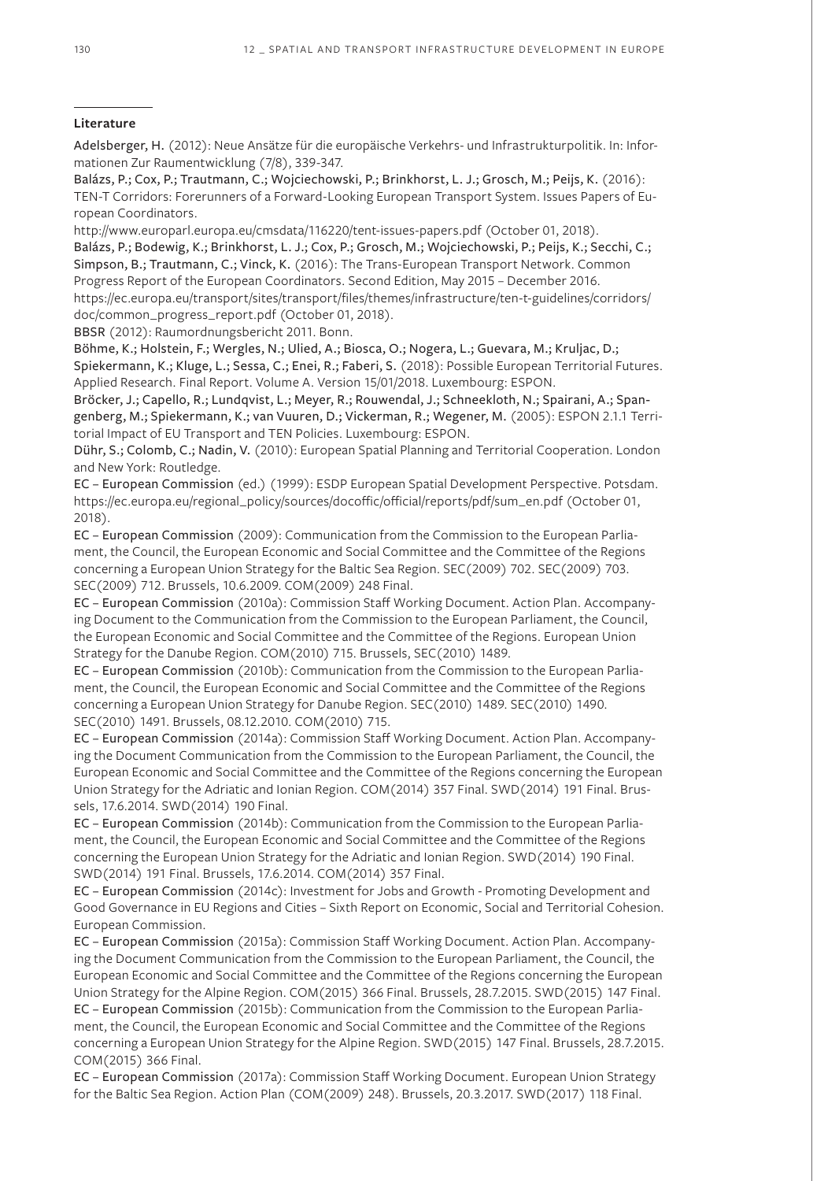## Literature

**Adelsberger, H.** (2012): Neue Ansätze für die europäische Verkehrs- und Infrastrukturpolitik. In: Informationen Zur Raumentwicklung (7/8), 339-347.

**Balázs, P.; Cox, P.; Trautmann, C.; Wojciechowski, P.; Brinkhorst, L. J.; Grosch, M.; Peijs, K.** (2016): TEN-T Corridors: Forerunners of a Forward-Looking European Transport System. Issues Papers of European Coordinators.
http://www.europarl.europa.eu/cmsdata/116220/tent-issues-papers.pdf (October 01, 2018).

**Balázs, P.; Bodewig, K.; Brinkhorst, L. J.; Cox, P.; Grosch, M.; Wojciechowski, P.; Peijs, K.; Secchi, C.; Simpson, B.; Trautmann, C.; Vinck, K.** (2016): The Trans-European Transport Network. Common Progress Report of the European Coordinators. Second Edition, May 2015 – December 2016. https://ec.europa.eu/transport/sites/transport/files/themes/infrastructure/ten-t-guidelines/corridors/doc/common_progress_report.pdf (October 01, 2018).

**BBSR** (2012): Raumordnungsbericht 2011. Bonn.

**Böhme, K.; Holstein, F.; Wergles, N.; Ulied, A.; Biosca, O.; Nogera, L.; Guevara, M.; Kruljac, D.; Spiekermann, K.; Kluge, L.; Sessa, C.; Enei, R.; Faberi, S.** (2018): Possible European Territorial Futures. Applied Research. Final Report. Volume A. Version 15/01/2018. Luxembourg: ESPON.

**Bröcker, J.; Capello, R.; Lundqvist, L.; Meyer, R.; Rouwendal, J.; Schneekloth, N.; Spairani, A.; Spangenberg, M.; Spiekermann, K.; van Vuuren, D.; Vickerman, R.; Wegener, M.** (2005): ESPON 2.1.1 Territorial Impact of EU Transport and TEN Policies. Luxembourg: ESPON.

**Dühr, S.; Colomb, C.; Nadin, V.** (2010): European Spatial Planning and Territorial Cooperation. London and New York: Routledge.

**EC – European Commission** (ed.) (1999): ESDP European Spatial Development Perspective. Potsdam. https://ec.europa.eu/regional_policy/sources/docoffic/official/reports/pdf/sum_en.pdf (October 01, 2018).

**EC – European Commission** (2009): Communication from the Commission to the European Parliament, the Council, the European Economic and Social Committee and the Committee of the Regions concerning a European Union Strategy for the Baltic Sea Region. SEC(2009) 702. SEC(2009) 703. SEC(2009) 712. Brussels, 10.6.2009. COM(2009) 248 Final.

**EC – European Commission** (2010a): Commission Staff Working Document. Action Plan. Accompanying Document to the Communication from the Commission to the European Parliament, the Council, the European Economic and Social Committee and the Committee of the Regions. European Union Strategy for the Danube Region. COM(2010) 715. Brussels, SEC(2010) 1489.

**EC – European Commission** (2010b): Communication from the Commission to the European Parliament, the Council, the European Economic and Social Committee and the Committee of the Regions concerning a European Union Strategy for Danube Region. SEC(2010) 1489. SEC(2010) 1490. SEC(2010) 1491. Brussels, 08.12.2010. COM(2010) 715.

**EC – European Commission** (2014a): Commission Staff Working Document. Action Plan. Accompanying the Document Communication from the Commission to the European Parliament, the Council, the European Economic and Social Committee and the Committee of the Regions concerning the European Union Strategy for the Adriatic and Ionian Region. COM(2014) 357 Final. SWD(2014) 191 Final. Brussels, 17.6.2014. SWD(2014) 190 Final.

**EC – European Commission** (2014b): Communication from the Commission to the European Parliament, the Council, the European Economic and Social Committee and the Committee of the Regions concerning the European Union Strategy for the Adriatic and Ionian Region. SWD(2014) 190 Final. SWD(2014) 191 Final. Brussels, 17.6.2014. COM(2014) 357 Final.

**EC – European Commission** (2014c): Investment for Jobs and Growth - Promoting Development and Good Governance in EU Regions and Cities – Sixth Report on Economic, Social and Territorial Cohesion. European Commission.

**EC – European Commission** (2015a): Commission Staff Working Document. Action Plan. Accompanying the Document Communication from the Commission to the European Parliament, the Council, the European Economic and Social Committee and the Committee of the Regions concerning the European Union Strategy for the Alpine Region. COM(2015) 366 Final. Brussels, 28.7.2015. SWD(2015) 147 Final.

**EC – European Commission** (2015b): Communication from the Commission to the European Parliament, the Council, the European Economic and Social Committee and the Committee of the Regions concerning a European Union Strategy for the Alpine Region. SWD(2015) 147 Final. Brussels, 28.7.2015. COM(2015) 366 Final.

**EC – European Commission** (2017a): Commission Staff Working Document. European Union Strategy for the Baltic Sea Region. Action Plan (COM(2009) 248). Brussels, 20.3.2017. SWD(2017) 118 Final.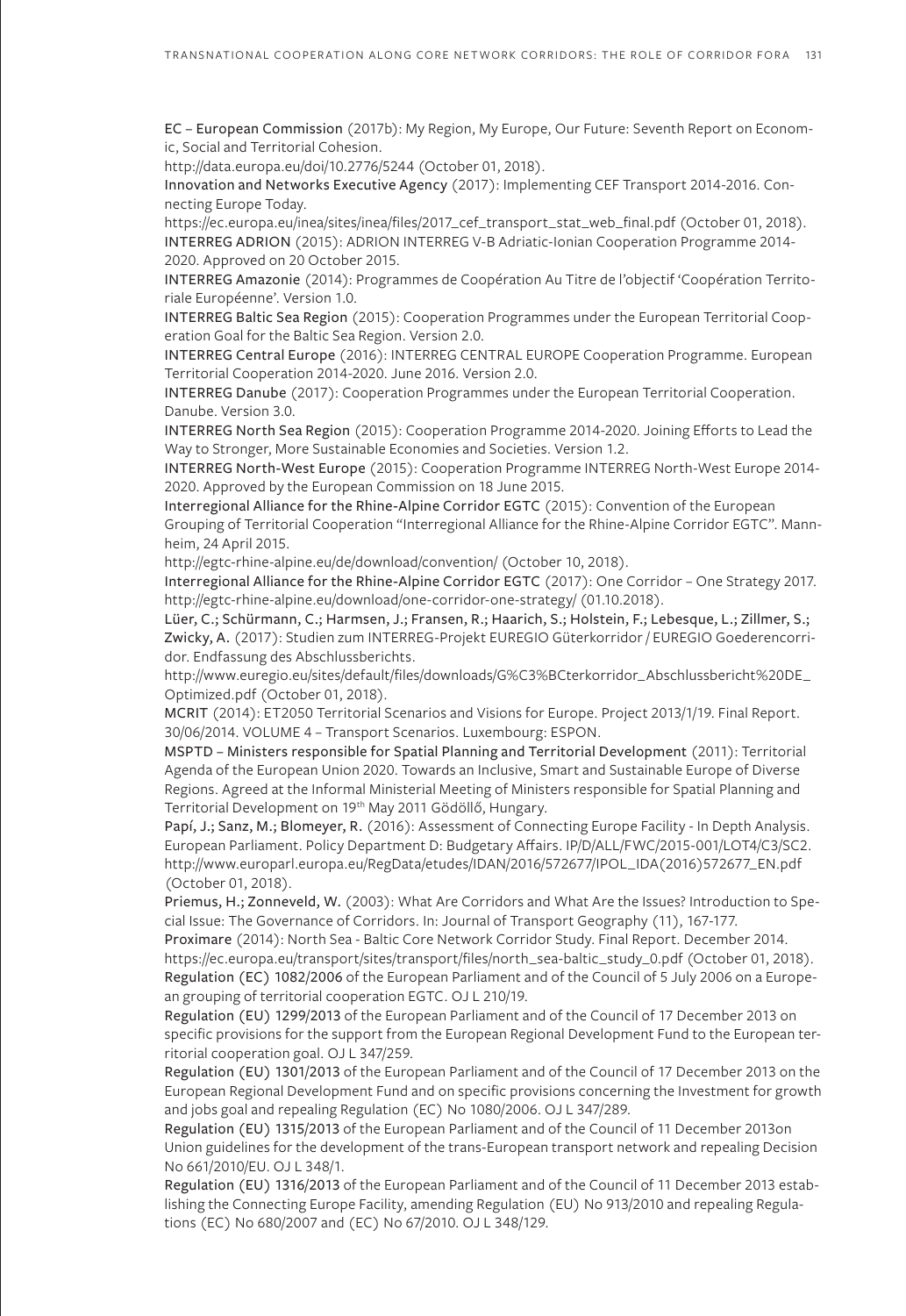EC – European Commission (2017b): My Region, My Europe, Our Future: Seventh Report on Economic, Social and Territorial Cohesion.
http://data.europa.eu/doi/10.2776/5244 (October 01, 2018).

Innovation and Networks Executive Agency (2017): Implementing CEF Transport 2014-2016. Connecting Europe Today.
https://ec.europa.eu/inea/sites/inea/files/2017_cef_transport_stat_web_final.pdf (October 01, 2018).

INTERREG ADRION (2015): ADRION INTERREG V-B Adriatic-Ionian Cooperation Programme 2014-2020. Approved on 20 October 2015.

INTERREG Amazonie (2014): Programmes de Coopération Au Titre de l'objectif 'Coopération Territoriale Européenne'. Version 1.0.

INTERREG Baltic Sea Region (2015): Cooperation Programmes under the European Territorial Cooperation Goal for the Baltic Sea Region. Version 2.0.

INTERREG Central Europe (2016): INTERREG CENTRAL EUROPE Cooperation Programme. European Territorial Cooperation 2014-2020. June 2016. Version 2.0.

INTERREG Danube (2017): Cooperation Programmes under the European Territorial Cooperation. Danube. Version 3.0.

INTERREG North Sea Region (2015): Cooperation Programme 2014-2020. Joining Efforts to Lead the Way to Stronger, More Sustainable Economies and Societies. Version 1.2.

INTERREG North-West Europe (2015): Cooperation Programme INTERREG North-West Europe 2014-2020. Approved by the European Commission on 18 June 2015.

Interregional Alliance for the Rhine-Alpine Corridor EGTC (2015): Convention of the European Grouping of Territorial Cooperation "Interregional Alliance for the Rhine-Alpine Corridor EGTC". Mannheim, 24 April 2015.
http://egtc-rhine-alpine.eu/de/download/convention/ (October 10, 2018).

Interregional Alliance for the Rhine-Alpine Corridor EGTC (2017): One Corridor – One Strategy 2017.
http://egtc-rhine-alpine.eu/download/one-corridor-one-strategy/ (01.10.2018).

Lüer, C.; Schürmann, C.; Harmsen, J.; Fransen, R.; Haarich, S.; Holstein, F.; Lebesque, L.; Zillmer, S.; Zwicky, A. (2017): Studien zum INTERREG-Projekt EUREGIO Güterkorridor / EUREGIO Goederencorridor. Endfassung des Abschlussberichts.
http://www.euregio.eu/sites/default/files/downloads/G%C3%BCterkorridor_Abschlussbericht%20DE_Optimized.pdf (October 01, 2018).

MCRIT (2014): ET2050 Territorial Scenarios and Visions for Europe. Project 2013/1/19. Final Report. 30/06/2014. VOLUME 4 – Transport Scenarios. Luxembourg: ESPON.

MSPTD – Ministers responsible for Spatial Planning and Territorial Development (2011): Territorial Agenda of the European Union 2020. Towards an Inclusive, Smart and Sustainable Europe of Diverse Regions. Agreed at the Informal Ministerial Meeting of Ministers responsible for Spatial Planning and Territorial Development on 19th May 2011 Gödöllő, Hungary.

Papí, J.; Sanz, M.; Blomeyer, R. (2016): Assessment of Connecting Europe Facility - In Depth Analysis. European Parliament. Policy Department D: Budgetary Affairs. IP/D/ALL/FWC/2015-001/LOT4/C3/SC2.
http://www.europarl.europa.eu/RegData/etudes/IDAN/2016/572677/IPOL_IDA(2016)572677_EN.pdf (October 01, 2018).

Priemus, H.; Zonneveld, W. (2003): What Are Corridors and What Are the Issues? Introduction to Special Issue: The Governance of Corridors. In: Journal of Transport Geography (11), 167-177.

Proximare (2014): North Sea - Baltic Core Network Corridor Study. Final Report. December 2014.
https://ec.europa.eu/transport/sites/transport/files/north_sea-baltic_study_0.pdf (October 01, 2018).

Regulation (EC) 1082/2006 of the European Parliament and of the Council of 5 July 2006 on a European grouping of territorial cooperation EGTC. OJ L 210/19.

Regulation (EU) 1299/2013 of the European Parliament and of the Council of 17 December 2013 on specific provisions for the support from the European Regional Development Fund to the European territorial cooperation goal. OJ L 347/259.

Regulation (EU) 1301/2013 of the European Parliament and of the Council of 17 December 2013 on the European Regional Development Fund and on specific provisions concerning the Investment for growth and jobs goal and repealing Regulation (EC) No 1080/2006. OJ L 347/289.

Regulation (EU) 1315/2013 of the European Parliament and of the Council of 11 December 2013on Union guidelines for the development of the trans-European transport network and repealing Decision No 661/2010/EU. OJ L 348/1.

Regulation (EU) 1316/2013 of the European Parliament and of the Council of 11 December 2013 establishing the Connecting Europe Facility, amending Regulation (EU) No 913/2010 and repealing Regulations (EC) No 680/2007 and (EC) No 67/2010. OJ L 348/129.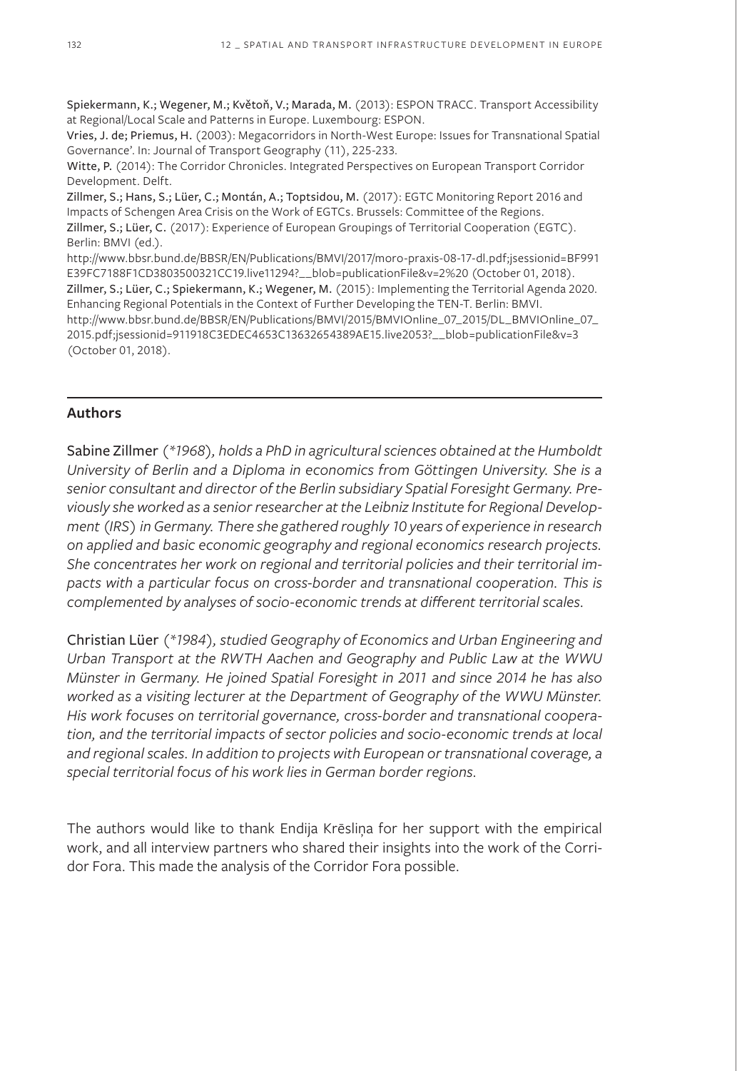Spiekermann, K.; Wegener, M.; Květoň, V.; Marada, M. (2013): ESPON TRACC. Transport Accessibility at Regional/Local Scale and Patterns in Europe. Luxembourg: ESPON.

Vries, J. de; Priemus, H. (2003): Megacorridors in North-West Europe: Issues for Transnational Spatial Governance'. In: Journal of Transport Geography (11), 225-233.

Witte, P. (2014): The Corridor Chronicles. Integrated Perspectives on European Transport Corridor Development. Delft.

Zillmer, S.; Hans, S.; Lüer, C.; Montán, A.; Toptsidou, M. (2017): EGTC Monitoring Report 2016 and Impacts of Schengen Area Crisis on the Work of EGTCs. Brussels: Committee of the Regions.

Zillmer, S.; Lüer, C. (2017): Experience of European Groupings of Territorial Cooperation (EGTC). Berlin: BMVI (ed.).
http://www.bbsr.bund.de/BBSR/EN/Publications/BMVI/2017/moro-praxis-08-17-dl.pdf;jsessionid=BF991E39FC7188F1CD3803500321CC19.live11294?__blob=publicationFile&v=2%20 (October 01, 2018).

Zillmer, S.; Lüer, C.; Spiekermann, K.; Wegener, M. (2015): Implementing the Territorial Agenda 2020. Enhancing Regional Potentials in the Context of Further Developing the TEN-T. Berlin: BMVI.
http://www.bbsr.bund.de/BBSR/EN/Publications/BMVI/2015/BMVIOnline_07_2015/DL_BMVIOnline_07_2015.pdf;jsessionid=911918C3EDEC4653C13632654389AE15.live2053?__blob=publicationFile&v=3 (October 01, 2018).

## Authors

Sabine Zillmer *(\*1968), holds a PhD in agricultural sciences obtained at the Humboldt University of Berlin and a Diploma in economics from Göttingen University. She is a senior consultant and director of the Berlin subsidiary Spatial Foresight Germany. Previously she worked as a senior researcher at the Leibniz Institute for Regional Development (IRS) in Germany. There she gathered roughly 10 years of experience in research on applied and basic economic geography and regional economics research projects. She concentrates her work on regional and territorial policies and their territorial impacts with a particular focus on cross-border and transnational cooperation. This is complemented by analyses of socio-economic trends at different territorial scales.*

Christian Lüer *(\*1984), studied Geography of Economics and Urban Engineering and Urban Transport at the RWTH Aachen and Geography and Public Law at the WWU Münster in Germany. He joined Spatial Foresight in 2011 and since 2014 he has also worked as a visiting lecturer at the Department of Geography of the WWU Münster. His work focuses on territorial governance, cross-border and transnational cooperation, and the territorial impacts of sector policies and socio-economic trends at local and regional scales. In addition to projects with European or transnational coverage, a special territorial focus of his work lies in German border regions.*

The authors would like to thank Endija Krēsliņa for her support with the empirical work, and all interview partners who shared their insights into the work of the Corridor Fora. This made the analysis of the Corridor Fora possible.